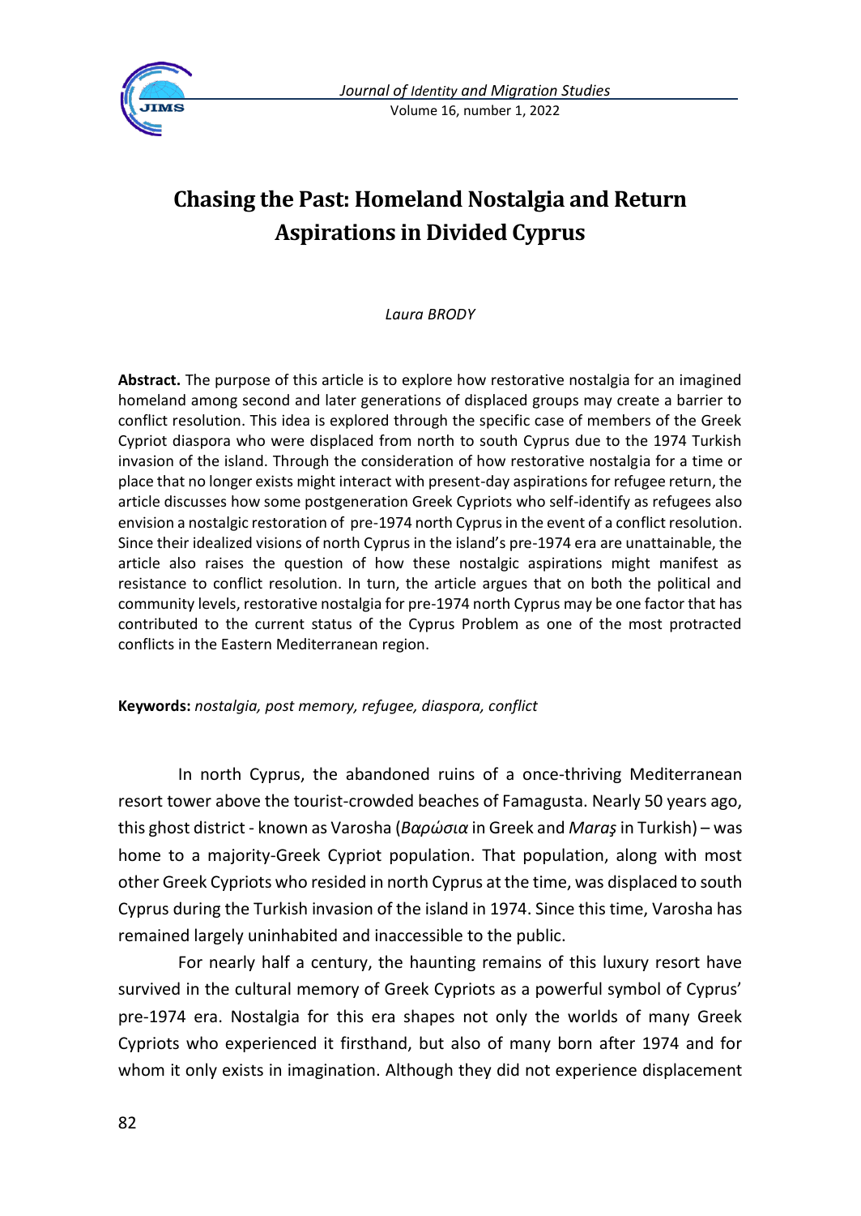# Chasing the Past: Homeland Nostalgia and Return Aspirations in Divided Cyprus

*Laura BRODY*

**Abstract.** The purpose of this article is to explore how restorative nostalgia for an imagined homeland among second and later generations of displaced groups may create a barrier to conflict resolution. This idea is explored through the specific case of members of the Greek Cypriot diaspora who were displaced from north to south Cyprus due to the 1974 Turkish invasion of the island. Through the consideration of how restorative nostalgia for a time or place that no longer exists might interact with present-day aspirations for refugee return, the article discusses how some postgeneration Greek Cypriots who self-identify as refugees also envision a nostalgic restoration of pre-1974 north Cyprus in the event of a conflict resolution. Since their idealized visions of north Cyprus in the island's pre-1974 era are unattainable, the article also raises the question of how these nostalgic aspirations might manifest as resistance to conflict resolution. In turn, the article argues that on both the political and community levels, restorative nostalgia for pre-1974 north Cyprus may be one factor that has contributed to the current status of the Cyprus Problem as one of the most protracted conflicts in the Eastern Mediterranean region.

**Keywords:** *nostalgia, post memory, refugee, diaspora, conflict*

In north Cyprus, the abandoned ruins of a once-thriving Mediterranean resort tower above the tourist-crowded beaches of Famagusta. Nearly 50 years ago, this ghost district - known as Varosha (*Βαρώσια* in Greek and *Maraş* in Turkish) – was home to a majority-Greek Cypriot population. That population, along with most other Greek Cypriots who resided in north Cyprus at the time, was displaced to south Cyprus during the Turkish invasion of the island in 1974. Since this time, Varosha has remained largely uninhabited and inaccessible to the public.

For nearly half a century, the haunting remains of this luxury resort have survived in the cultural memory of Greek Cypriots as a powerful symbol of Cyprus' pre-1974 era. Nostalgia for this era shapes not only the worlds of many Greek Cypriots who experienced it firsthand, but also of many born after 1974 and for whom it only exists in imagination. Although they did not experience displacement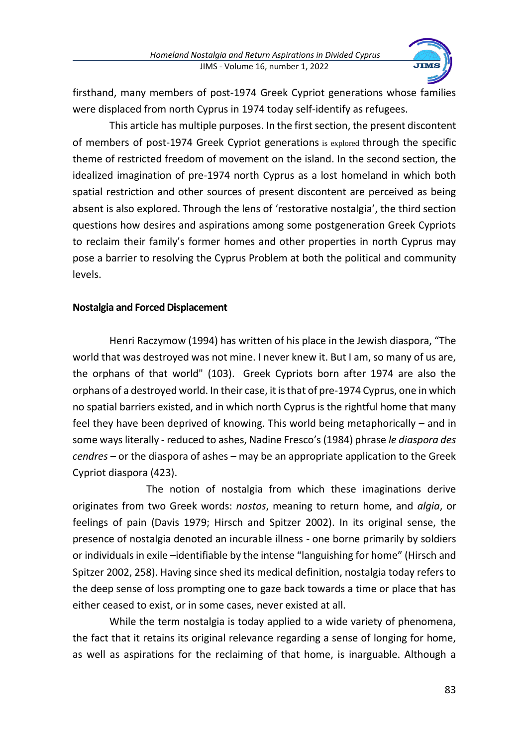firsthand, many members of post-1974 Greek Cypriot generations whose families were displaced from north Cyprus in 1974 today self-identify as refugees.

This article has multiple purposes. In the first section, the present discontent of members of post-1974 Greek Cypriot generations is explored through the specific theme of restricted freedom of movement on the island. In the second section, the idealized imagination of pre-1974 north Cyprus as a lost homeland in which both spatial restriction and other sources of present discontent are perceived as being absent is also explored. Through the lens of 'restorative nostalgia', the third section questions how desires and aspirations among some postgeneration Greek Cypriots to reclaim their family's former homes and other properties in north Cyprus may pose a barrier to resolving the Cyprus Problem at both the political and community levels.

**Nostalgia and Forced Displacement**

Henri Raczymow (1994) has written of his place in the Jewish diaspora, "The world that was destroyed was not mine. I never knew it. But I am, so many of us are, the orphans of that world" (103). Greek Cypriots born after 1974 are also the orphans of a destroyed world. In their case, it is that of pre-1974 Cyprus, one in which no spatial barriers existed, and in which north Cyprus is the rightful home that many feel they have been deprived of knowing. This world being metaphorically – and in some ways literally - reduced to ashes, Nadine Fresco's (1984) phrase *le diaspora des cendres* – or the diaspora of ashes – may be an appropriate application to the Greek Cypriot diaspora (423).

The notion of nostalgia from which these imaginations derive originates from two Greek words: *nostos*, meaning to return home, and *algia*, or feelings of pain (Davis 1979; Hirsch and Spitzer 2002). In its original sense, the presence of nostalgia denoted an incurable illness - one borne primarily by soldiers or individuals in exile –identifiable by the intense "languishing for home" (Hirsch and Spitzer 2002, 258). Having since shed its medical definition, nostalgia today refers to the deep sense of loss prompting one to gaze back towards a time or place that has either ceased to exist, or in some cases, never existed at all.

While the term nostalgia is today applied to a wide variety of phenomena, the fact that it retains its original relevance regarding a sense of longing for home, as well as aspirations for the reclaiming of that home, is inarguable. Although a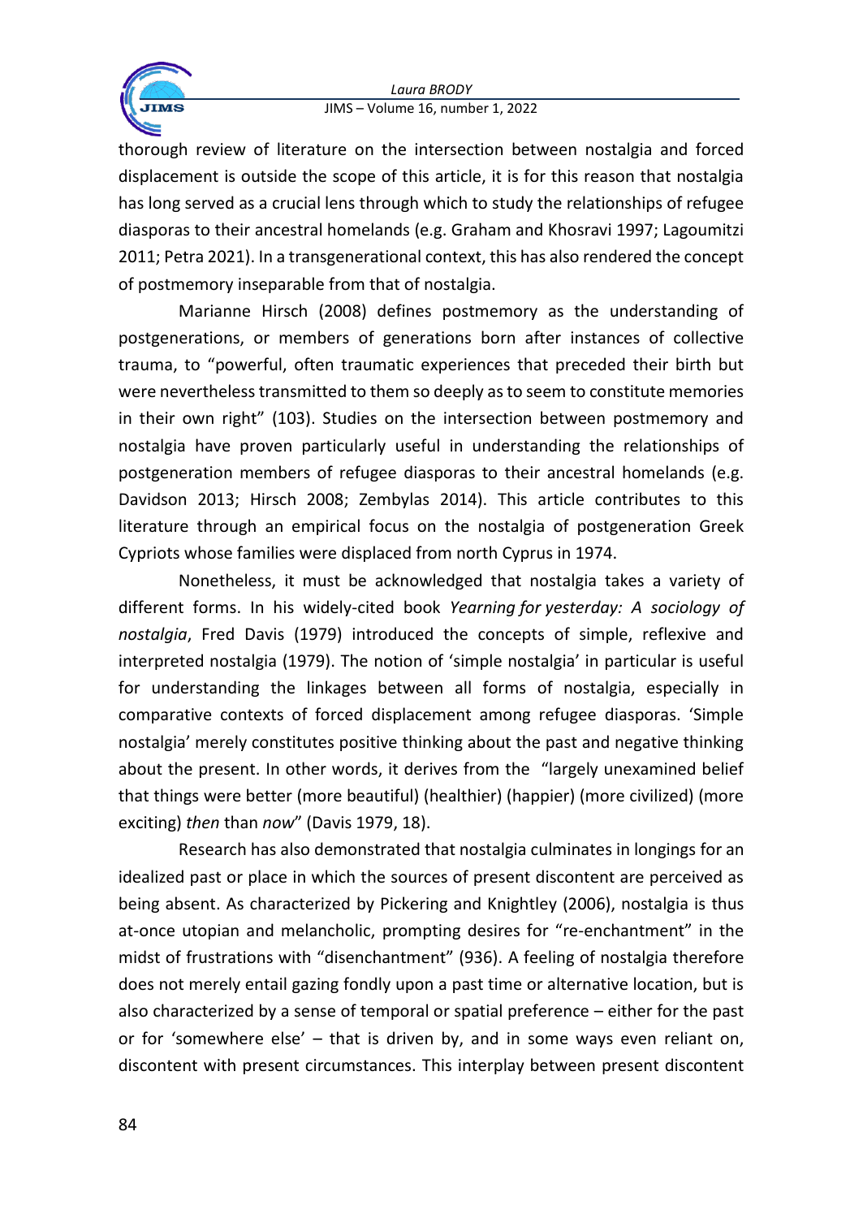thorough review of literature on the intersection between nostalgia and forced displacement is outside the scope of this article, it is for this reason that nostalgia has long served as a crucial lens through which to study the relationships of refugee diasporas to their ancestral homelands (e.g. Graham and Khosravi 1997; Lagoumitzi 2011; Petra 2021). In a transgenerational context, this has also rendered the concept of postmemory inseparable from that of nostalgia.

Marianne Hirsch (2008) defines postmemory as the understanding of postgenerations, or members of generations born after instances of collective trauma, to "powerful, often traumatic experiences that preceded their birth but were nevertheless transmitted to them so deeply as to seem to constitute memories in their own right" (103). Studies on the intersection between postmemory and nostalgia have proven particularly useful in understanding the relationships of postgeneration members of refugee diasporas to their ancestral homelands (e.g. Davidson 2013; Hirsch 2008; Zembylas 2014). This article contributes to this literature through an empirical focus on the nostalgia of postgeneration Greek Cypriots whose families were displaced from north Cyprus in 1974.

Nonetheless, it must be acknowledged that nostalgia takes a variety of different forms. In his widely-cited book *Yearning for yesterday: A sociology of nostalgia*, Fred Davis (1979) introduced the concepts of simple, reflexive and interpreted nostalgia (1979). The notion of 'simple nostalgia' in particular is useful for understanding the linkages between all forms of nostalgia, especially in comparative contexts of forced displacement among refugee diasporas. 'Simple nostalgia' merely constitutes positive thinking about the past and negative thinking about the present. In other words, it derives from the "largely unexamined belief that things were better (more beautiful) (healthier) (happier) (more civilized) (more exciting) *then* than *now*" (Davis 1979, 18).

Research has also demonstrated that nostalgia culminates in longings for an idealized past or place in which the sources of present discontent are perceived as being absent. As characterized by Pickering and Knightley (2006), nostalgia is thus at-once utopian and melancholic, prompting desires for "re-enchantment" in the midst of frustrations with "disenchantment" (936). A feeling of nostalgia therefore does not merely entail gazing fondly upon a past time or alternative location, but is also characterized by a sense of temporal or spatial preference – either for the past or for 'somewhere else' – that is driven by, and in some ways even reliant on, discontent with present circumstances. This interplay between present discontent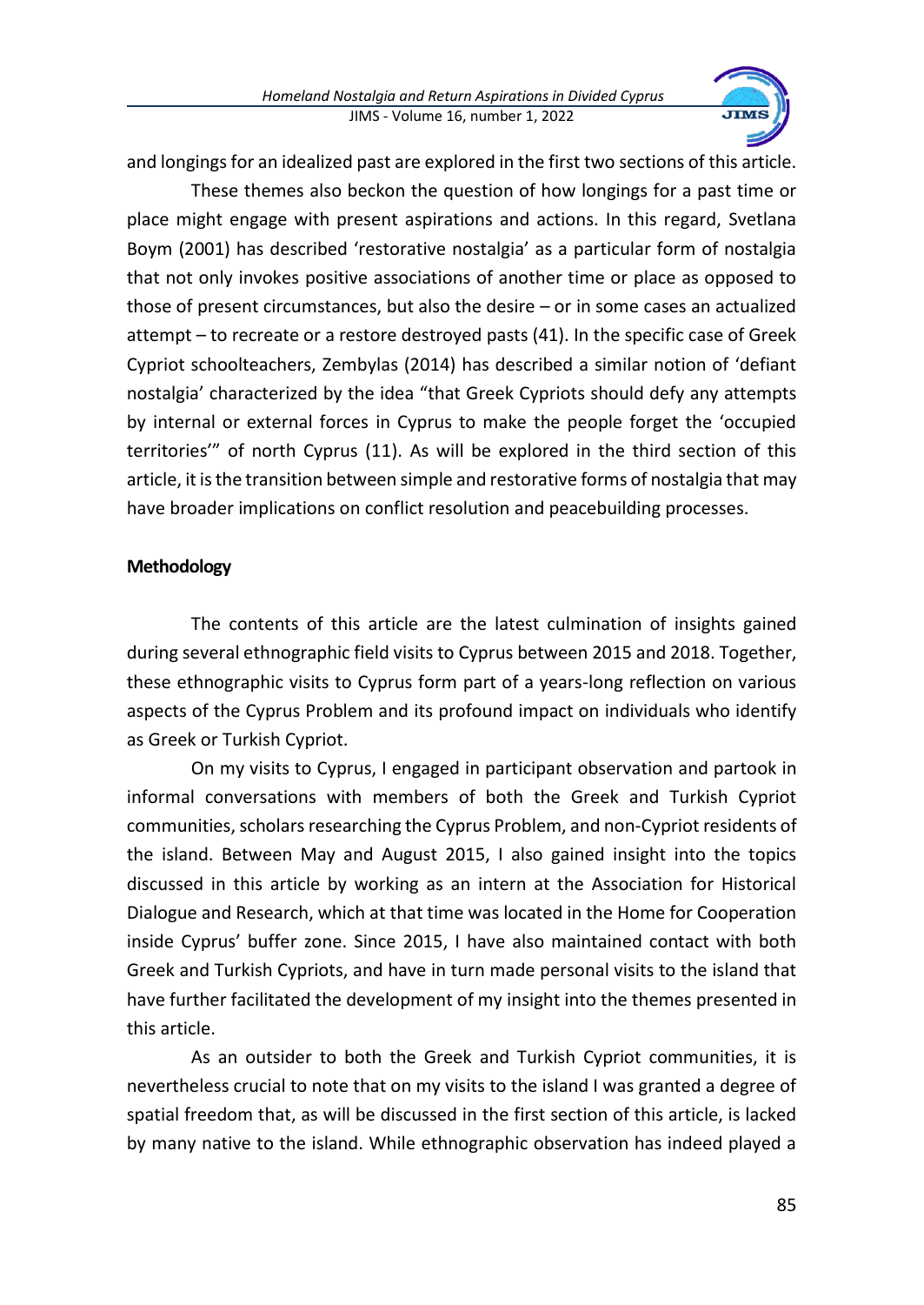and longings for an idealized past are explored in the first two sections of this article.

These themes also beckon the question of how longings for a past time or place might engage with present aspirations and actions. In this regard, Svetlana Boym (2001) has described 'restorative nostalgia' as a particular form of nostalgia that not only invokes positive associations of another time or place as opposed to those of present circumstances, but also the desire – or in some cases an actualized attempt – to recreate or a restore destroyed pasts (41). In the specific case of Greek Cypriot schoolteachers, Zembylas (2014) has described a similar notion of 'defiant nostalgia' characterized by the idea "that Greek Cypriots should defy any attempts by internal or external forces in Cyprus to make the people forget the 'occupied territories'" of north Cyprus (11). As will be explored in the third section of this article, it is the transition between simple and restorative forms of nostalgia that may have broader implications on conflict resolution and peacebuilding processes.

**Methodology**

The contents of this article are the latest culmination of insights gained during several ethnographic field visits to Cyprus between 2015 and 2018. Together, these ethnographic visits to Cyprus form part of a years-long reflection on various aspects of the Cyprus Problem and its profound impact on individuals who identify as Greek or Turkish Cypriot.

On my visits to Cyprus, I engaged in participant observation and partook in informal conversations with members of both the Greek and Turkish Cypriot communities, scholars researching the Cyprus Problem, and non-Cypriot residents of the island. Between May and August 2015, I also gained insight into the topics discussed in this article by working as an intern at the Association for Historical Dialogue and Research, which at that time was located in the Home for Cooperation inside Cyprus' buffer zone. Since 2015, I have also maintained contact with both Greek and Turkish Cypriots, and have in turn made personal visits to the island that have further facilitated the development of my insight into the themes presented in this article.

As an outsider to both the Greek and Turkish Cypriot communities, it is nevertheless crucial to note that on my visits to the island I was granted a degree of spatial freedom that, as will be discussed in the first section of this article, is lacked by many native to the island. While ethnographic observation has indeed played a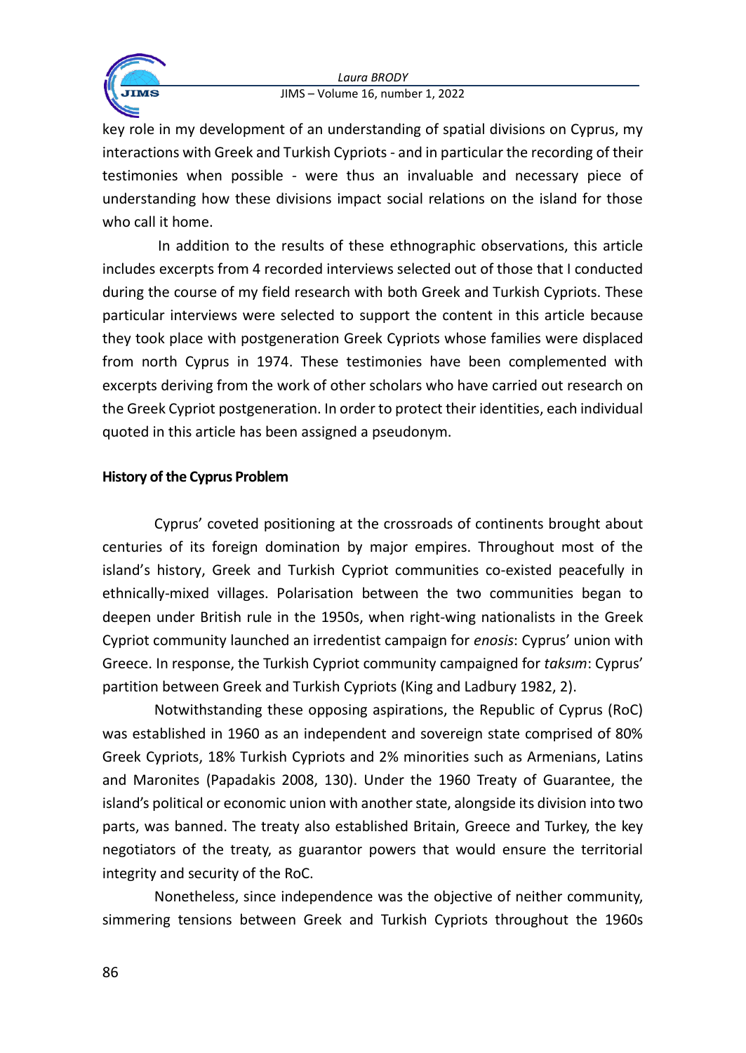key role in my development of an understanding of spatial divisions on Cyprus, my interactions with Greek and Turkish Cypriots - and in particular the recording of their testimonies when possible - were thus an invaluable and necessary piece of understanding how these divisions impact social relations on the island for those who call it home.

In addition to the results of these ethnographic observations, this article includes excerpts from 4 recorded interviews selected out of those that I conducted during the course of my field research with both Greek and Turkish Cypriots. These particular interviews were selected to support the content in this article because they took place with postgeneration Greek Cypriots whose families were displaced from north Cyprus in 1974. These testimonies have been complemented with excerpts deriving from the work of other scholars who have carried out research on the Greek Cypriot postgeneration. In order to protect their identities, each individual quoted in this article has been assigned a pseudonym.

## History of the Cyprus Problem

Cyprus' coveted positioning at the crossroads of continents brought about centuries of its foreign domination by major empires. Throughout most of the island's history, Greek and Turkish Cypriot communities co-existed peacefully in ethnically-mixed villages. Polarisation between the two communities began to deepen under British rule in the 1950s, when right-wing nationalists in the Greek Cypriot community launched an irredentist campaign for *enosis*: Cyprus' union with Greece. In response, the Turkish Cypriot community campaigned for *taksım*: Cyprus' partition between Greek and Turkish Cypriots (King and Ladbury 1982, 2).

Notwithstanding these opposing aspirations, the Republic of Cyprus (RoC) was established in 1960 as an independent and sovereign state comprised of 80% Greek Cypriots, 18% Turkish Cypriots and 2% minorities such as Armenians, Latins and Maronites (Papadakis 2008, 130). Under the 1960 Treaty of Guarantee, the island's political or economic union with another state, alongside its division into two parts, was banned. The treaty also established Britain, Greece and Turkey, the key negotiators of the treaty, as guarantor powers that would ensure the territorial integrity and security of the RoC.

Nonetheless, since independence was the objective of neither community, simmering tensions between Greek and Turkish Cypriots throughout the 1960s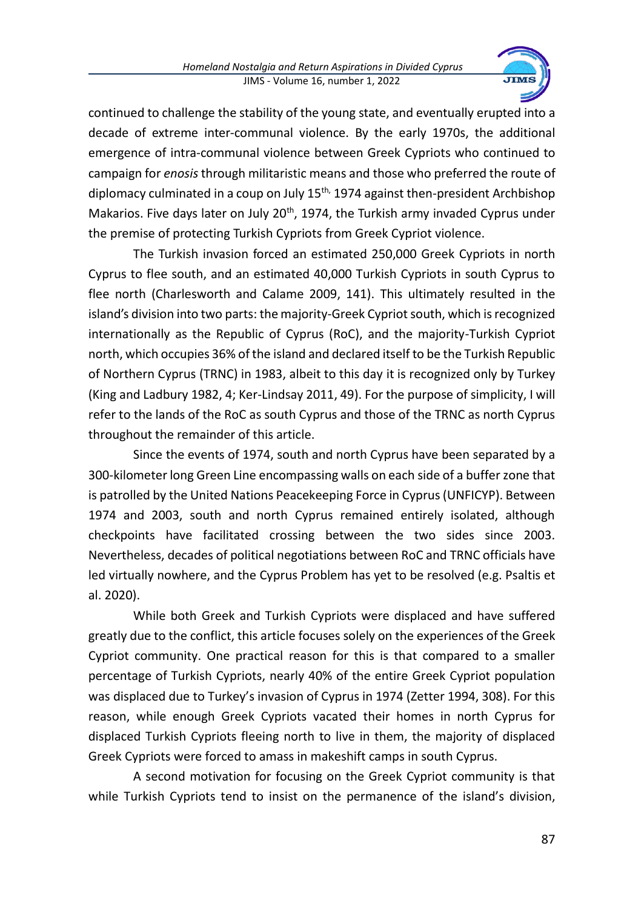continued to challenge the stability of the young state, and eventually erupted into a decade of extreme inter-communal violence. By the early 1970s, the additional emergence of intra-communal violence between Greek Cypriots who continued to campaign for *enosis* through militaristic means and those who preferred the route of diplomacy culminated in a coup on July 15th, 1974 against then-president Archbishop Makarios. Five days later on July 20th, 1974, the Turkish army invaded Cyprus under the premise of protecting Turkish Cypriots from Greek Cypriot violence.

The Turkish invasion forced an estimated 250,000 Greek Cypriots in north Cyprus to flee south, and an estimated 40,000 Turkish Cypriots in south Cyprus to flee north (Charlesworth and Calame 2009, 141). This ultimately resulted in the island's division into two parts: the majority-Greek Cypriot south, which is recognized internationally as the Republic of Cyprus (RoC), and the majority-Turkish Cypriot north, which occupies 36% of the island and declared itself to be the Turkish Republic of Northern Cyprus (TRNC) in 1983, albeit to this day it is recognized only by Turkey (King and Ladbury 1982, 4; Ker-Lindsay 2011, 49). For the purpose of simplicity, I will refer to the lands of the RoC as south Cyprus and those of the TRNC as north Cyprus throughout the remainder of this article.

Since the events of 1974, south and north Cyprus have been separated by a 300-kilometer long Green Line encompassing walls on each side of a buffer zone that is patrolled by the United Nations Peacekeeping Force in Cyprus (UNFICYP). Between 1974 and 2003, south and north Cyprus remained entirely isolated, although checkpoints have facilitated crossing between the two sides since 2003. Nevertheless, decades of political negotiations between RoC and TRNC officials have led virtually nowhere, and the Cyprus Problem has yet to be resolved (e.g. Psaltis et al. 2020).

While both Greek and Turkish Cypriots were displaced and have suffered greatly due to the conflict, this article focuses solely on the experiences of the Greek Cypriot community. One practical reason for this is that compared to a smaller percentage of Turkish Cypriots, nearly 40% of the entire Greek Cypriot population was displaced due to Turkey's invasion of Cyprus in 1974 (Zetter 1994, 308). For this reason, while enough Greek Cypriots vacated their homes in north Cyprus for displaced Turkish Cypriots fleeing north to live in them, the majority of displaced Greek Cypriots were forced to amass in makeshift camps in south Cyprus.

A second motivation for focusing on the Greek Cypriot community is that while Turkish Cypriots tend to insist on the permanence of the island's division,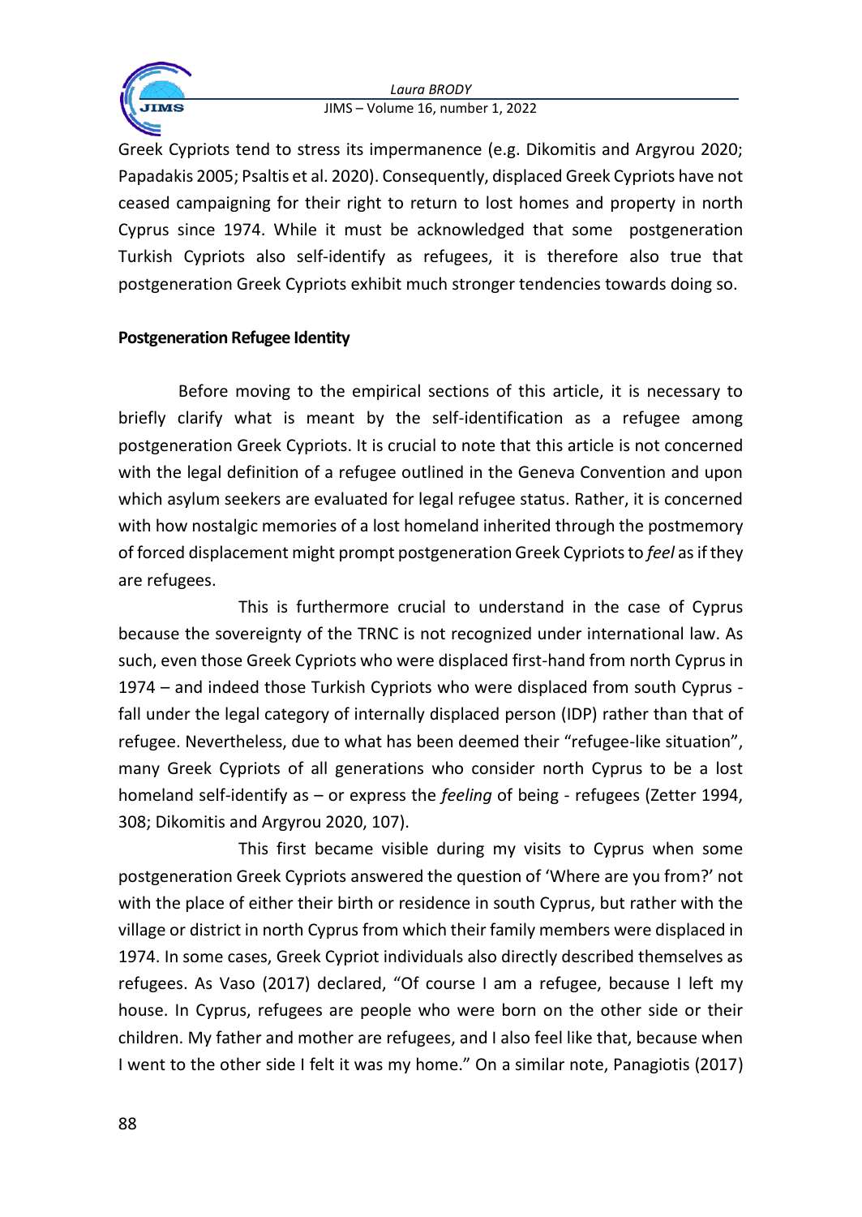Greek Cypriots tend to stress its impermanence (e.g. Dikomitis and Argyrou 2020; Papadakis 2005; Psaltis et al. 2020). Consequently, displaced Greek Cypriots have not ceased campaigning for their right to return to lost homes and property in north Cyprus since 1974. While it must be acknowledged that some postgeneration Turkish Cypriots also self-identify as refugees, it is therefore also true that postgeneration Greek Cypriots exhibit much stronger tendencies towards doing so.

**Postgeneration Refugee Identity**

Before moving to the empirical sections of this article, it is necessary to briefly clarify what is meant by the self-identification as a refugee among postgeneration Greek Cypriots. It is crucial to note that this article is not concerned with the legal definition of a refugee outlined in the Geneva Convention and upon which asylum seekers are evaluated for legal refugee status. Rather, it is concerned with how nostalgic memories of a lost homeland inherited through the postmemory of forced displacement might prompt postgeneration Greek Cypriots to *feel* as if they are refugees.

This is furthermore crucial to understand in the case of Cyprus because the sovereignty of the TRNC is not recognized under international law. As such, even those Greek Cypriots who were displaced first-hand from north Cyprus in 1974 – and indeed those Turkish Cypriots who were displaced from south Cyprus - fall under the legal category of internally displaced person (IDP) rather than that of refugee. Nevertheless, due to what has been deemed their "refugee-like situation", many Greek Cypriots of all generations who consider north Cyprus to be a lost homeland self-identify as – or express the *feeling* of being - refugees (Zetter 1994, 308; Dikomitis and Argyrou 2020, 107).

This first became visible during my visits to Cyprus when some postgeneration Greek Cypriots answered the question of 'Where are you from?' not with the place of either their birth or residence in south Cyprus, but rather with the village or district in north Cyprus from which their family members were displaced in 1974. In some cases, Greek Cypriot individuals also directly described themselves as refugees. As Vaso (2017) declared, "Of course I am a refugee, because I left my house. In Cyprus, refugees are people who were born on the other side or their children. My father and mother are refugees, and I also feel like that, because when I went to the other side I felt it was my home." On a similar note, Panagiotis (2017)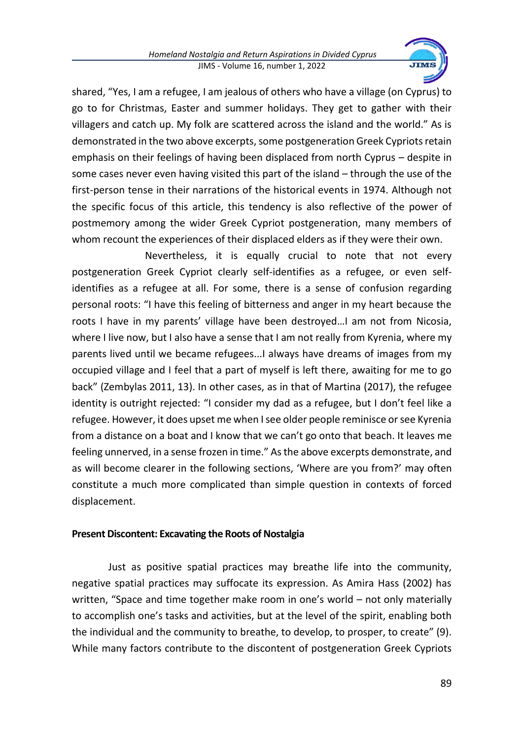shared, "Yes, I am a refugee, I am jealous of others who have a village (on Cyprus) to go to for Christmas, Easter and summer holidays. They get to gather with their villagers and catch up. My folk are scattered across the island and the world." As is demonstrated in the two above excerpts, some postgeneration Greek Cypriots retain emphasis on their feelings of having been displaced from north Cyprus – despite in some cases never even having visited this part of the island – through the use of the first-person tense in their narrations of the historical events in 1974. Although not the specific focus of this article, this tendency is also reflective of the power of postmemory among the wider Greek Cypriot postgeneration, many members of whom recount the experiences of their displaced elders as if they were their own.

Nevertheless, it is equally crucial to note that not every postgeneration Greek Cypriot clearly self-identifies as a refugee, or even self-identifies as a refugee at all. For some, there is a sense of confusion regarding personal roots: "I have this feeling of bitterness and anger in my heart because the roots I have in my parents' village have been destroyed…I am not from Nicosia, where I live now, but I also have a sense that I am not really from Kyrenia, where my parents lived until we became refugees...I always have dreams of images from my occupied village and I feel that a part of myself is left there, awaiting for me to go back" (Zembylas 2011, 13). In other cases, as in that of Martina (2017), the refugee identity is outright rejected: "I consider my dad as a refugee, but I don't feel like a refugee. However, it does upset me when I see older people reminisce or see Kyrenia from a distance on a boat and I know that we can't go onto that beach. It leaves me feeling unnerved, in a sense frozen in time." As the above excerpts demonstrate, and as will become clearer in the following sections, 'Where are you from?' may often constitute a much more complicated than simple question in contexts of forced displacement.

## Present Discontent: Excavating the Roots of Nostalgia

Just as positive spatial practices may breathe life into the community, negative spatial practices may suffocate its expression. As Amira Hass (2002) has written, "Space and time together make room in one's world – not only materially to accomplish one's tasks and activities, but at the level of the spirit, enabling both the individual and the community to breathe, to develop, to prosper, to create" (9). While many factors contribute to the discontent of postgeneration Greek Cypriots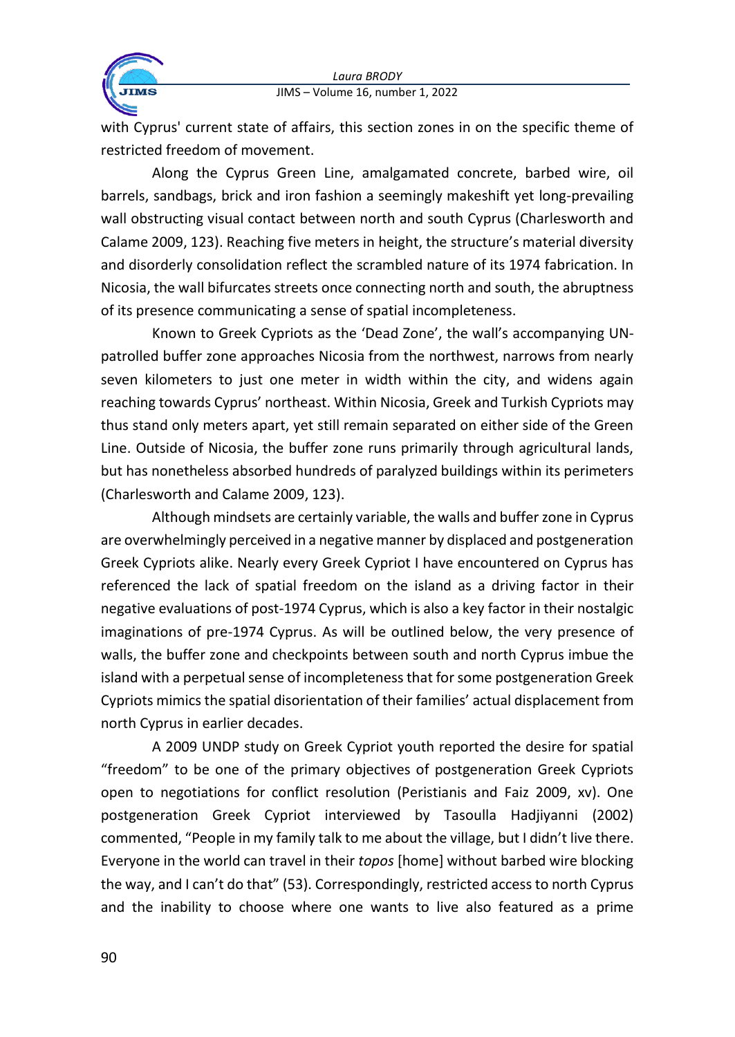with Cyprus' current state of affairs, this section zones in on the specific theme of restricted freedom of movement.

Along the Cyprus Green Line, amalgamated concrete, barbed wire, oil barrels, sandbags, brick and iron fashion a seemingly makeshift yet long-prevailing wall obstructing visual contact between north and south Cyprus (Charlesworth and Calame 2009, 123). Reaching five meters in height, the structure's material diversity and disorderly consolidation reflect the scrambled nature of its 1974 fabrication. In Nicosia, the wall bifurcates streets once connecting north and south, the abruptness of its presence communicating a sense of spatial incompleteness.

Known to Greek Cypriots as the 'Dead Zone', the wall's accompanying UN-patrolled buffer zone approaches Nicosia from the northwest, narrows from nearly seven kilometers to just one meter in width within the city, and widens again reaching towards Cyprus' northeast. Within Nicosia, Greek and Turkish Cypriots may thus stand only meters apart, yet still remain separated on either side of the Green Line. Outside of Nicosia, the buffer zone runs primarily through agricultural lands, but has nonetheless absorbed hundreds of paralyzed buildings within its perimeters (Charlesworth and Calame 2009, 123).

Although mindsets are certainly variable, the walls and buffer zone in Cyprus are overwhelmingly perceived in a negative manner by displaced and postgeneration Greek Cypriots alike. Nearly every Greek Cypriot I have encountered on Cyprus has referenced the lack of spatial freedom on the island as a driving factor in their negative evaluations of post-1974 Cyprus, which is also a key factor in their nostalgic imaginations of pre-1974 Cyprus. As will be outlined below, the very presence of walls, the buffer zone and checkpoints between south and north Cyprus imbue the island with a perpetual sense of incompleteness that for some postgeneration Greek Cypriots mimics the spatial disorientation of their families' actual displacement from north Cyprus in earlier decades.

A 2009 UNDP study on Greek Cypriot youth reported the desire for spatial "freedom" to be one of the primary objectives of postgeneration Greek Cypriots open to negotiations for conflict resolution (Peristianis and Faiz 2009, xv). One postgeneration Greek Cypriot interviewed by Tasoulla Hadjiyanni (2002) commented, "People in my family talk to me about the village, but I didn't live there. Everyone in the world can travel in their *topos* [home] without barbed wire blocking the way, and I can't do that" (53). Correspondingly, restricted access to north Cyprus and the inability to choose where one wants to live also featured as a prime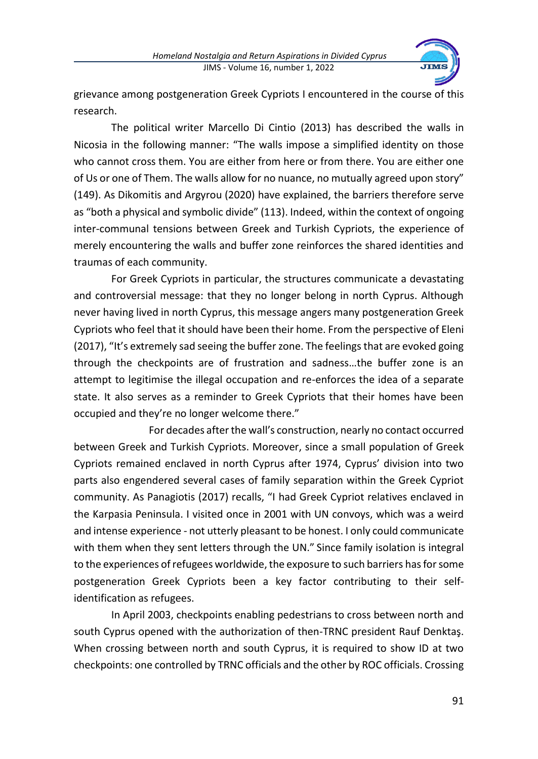grievance among postgeneration Greek Cypriots I encountered in the course of this research.

The political writer Marcello Di Cintio (2013) has described the walls in Nicosia in the following manner: "The walls impose a simplified identity on those who cannot cross them. You are either from here or from there. You are either one of Us or one of Them. The walls allow for no nuance, no mutually agreed upon story" (149). As Dikomitis and Argyrou (2020) have explained, the barriers therefore serve as "both a physical and symbolic divide" (113). Indeed, within the context of ongoing inter-communal tensions between Greek and Turkish Cypriots, the experience of merely encountering the walls and buffer zone reinforces the shared identities and traumas of each community.

For Greek Cypriots in particular, the structures communicate a devastating and controversial message: that they no longer belong in north Cyprus. Although never having lived in north Cyprus, this message angers many postgeneration Greek Cypriots who feel that it should have been their home. From the perspective of Eleni (2017), "It's extremely sad seeing the buffer zone. The feelings that are evoked going through the checkpoints are of frustration and sadness…the buffer zone is an attempt to legitimise the illegal occupation and re-enforces the idea of a separate state. It also serves as a reminder to Greek Cypriots that their homes have been occupied and they're no longer welcome there."

For decades after the wall's construction, nearly no contact occurred between Greek and Turkish Cypriots. Moreover, since a small population of Greek Cypriots remained enclaved in north Cyprus after 1974, Cyprus' division into two parts also engendered several cases of family separation within the Greek Cypriot community. As Panagiotis (2017) recalls, "I had Greek Cypriot relatives enclaved in the Karpasia Peninsula. I visited once in 2001 with UN convoys, which was a weird and intense experience - not utterly pleasant to be honest. I only could communicate with them when they sent letters through the UN." Since family isolation is integral to the experiences of refugees worldwide, the exposure to such barriers has for some postgeneration Greek Cypriots been a key factor contributing to their self-identification as refugees.

In April 2003, checkpoints enabling pedestrians to cross between north and south Cyprus opened with the authorization of then-TRNC president Rauf Denktaş. When crossing between north and south Cyprus, it is required to show ID at two checkpoints: one controlled by TRNC officials and the other by ROC officials. Crossing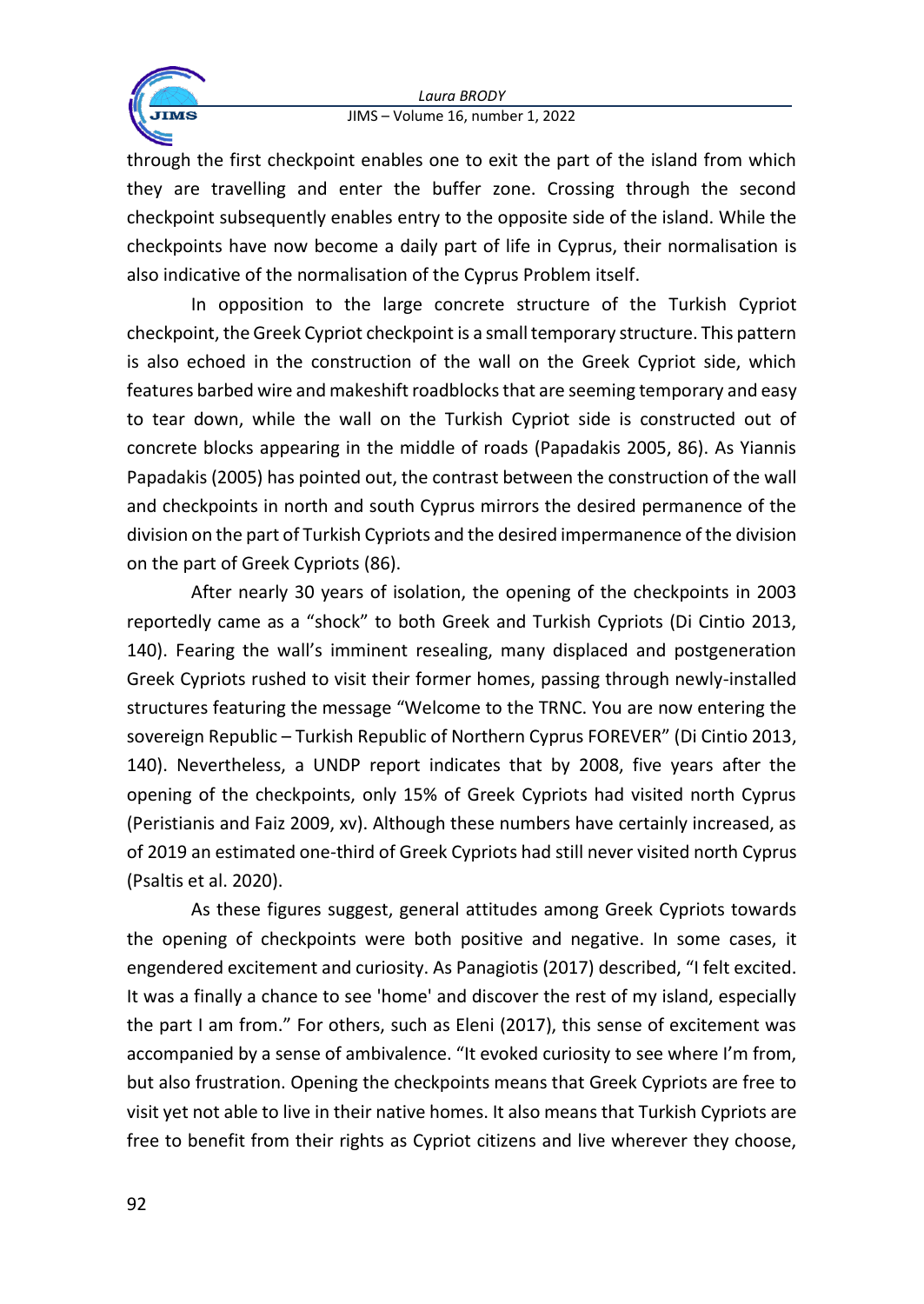through the first checkpoint enables one to exit the part of the island from which they are travelling and enter the buffer zone. Crossing through the second checkpoint subsequently enables entry to the opposite side of the island. While the checkpoints have now become a daily part of life in Cyprus, their normalisation is also indicative of the normalisation of the Cyprus Problem itself.

In opposition to the large concrete structure of the Turkish Cypriot checkpoint, the Greek Cypriot checkpoint is a small temporary structure. This pattern is also echoed in the construction of the wall on the Greek Cypriot side, which features barbed wire and makeshift roadblocks that are seeming temporary and easy to tear down, while the wall on the Turkish Cypriot side is constructed out of concrete blocks appearing in the middle of roads (Papadakis 2005, 86). As Yiannis Papadakis (2005) has pointed out, the contrast between the construction of the wall and checkpoints in north and south Cyprus mirrors the desired permanence of the division on the part of Turkish Cypriots and the desired impermanence of the division on the part of Greek Cypriots (86).

After nearly 30 years of isolation, the opening of the checkpoints in 2003 reportedly came as a "shock" to both Greek and Turkish Cypriots (Di Cintio 2013, 140). Fearing the wall's imminent resealing, many displaced and postgeneration Greek Cypriots rushed to visit their former homes, passing through newly-installed structures featuring the message "Welcome to the TRNC. You are now entering the sovereign Republic – Turkish Republic of Northern Cyprus FOREVER" (Di Cintio 2013, 140). Nevertheless, a UNDP report indicates that by 2008, five years after the opening of the checkpoints, only 15% of Greek Cypriots had visited north Cyprus (Peristianis and Faiz 2009, xv). Although these numbers have certainly increased, as of 2019 an estimated one-third of Greek Cypriots had still never visited north Cyprus (Psaltis et al. 2020).

As these figures suggest, general attitudes among Greek Cypriots towards the opening of checkpoints were both positive and negative. In some cases, it engendered excitement and curiosity. As Panagiotis (2017) described, "I felt excited. It was a finally a chance to see 'home' and discover the rest of my island, especially the part I am from." For others, such as Eleni (2017), this sense of excitement was accompanied by a sense of ambivalence. "It evoked curiosity to see where I'm from, but also frustration. Opening the checkpoints means that Greek Cypriots are free to visit yet not able to live in their native homes. It also means that Turkish Cypriots are free to benefit from their rights as Cypriot citizens and live wherever they choose,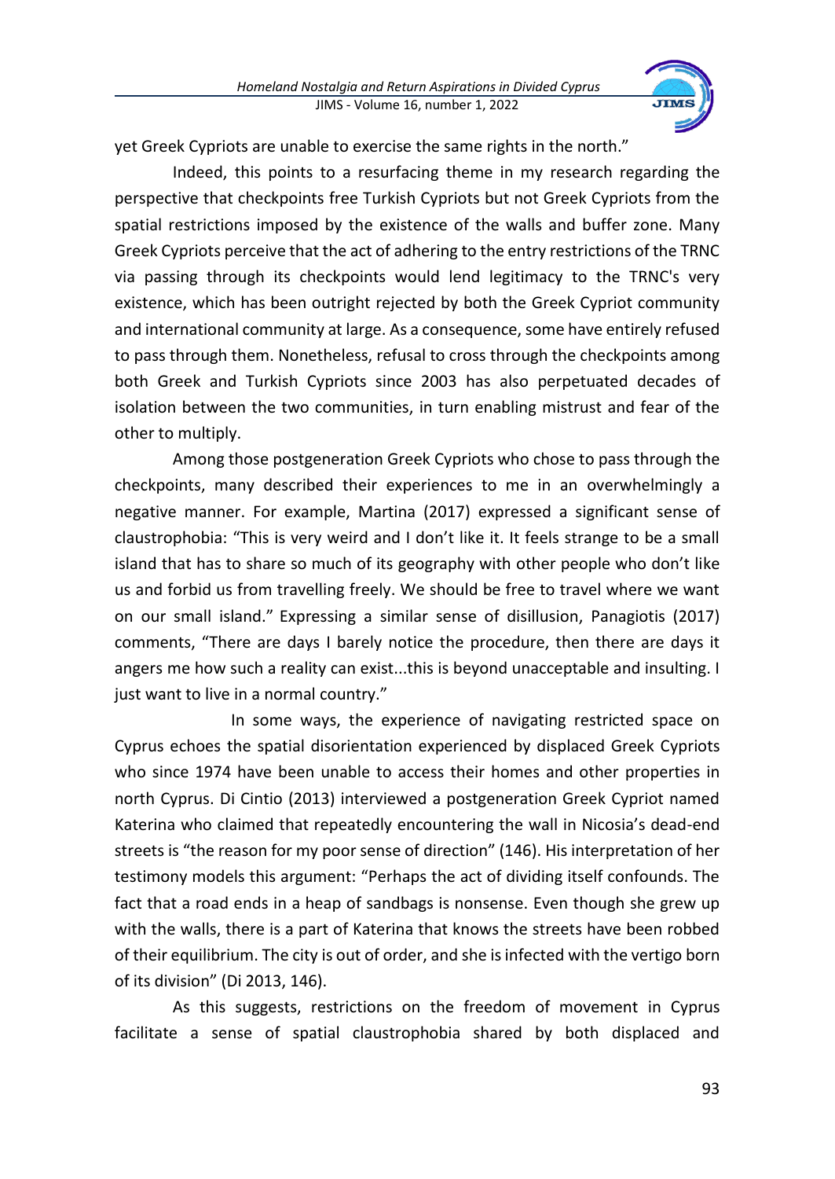yet Greek Cypriots are unable to exercise the same rights in the north."

Indeed, this points to a resurfacing theme in my research regarding the perspective that checkpoints free Turkish Cypriots but not Greek Cypriots from the spatial restrictions imposed by the existence of the walls and buffer zone. Many Greek Cypriots perceive that the act of adhering to the entry restrictions of the TRNC via passing through its checkpoints would lend legitimacy to the TRNC's very existence, which has been outright rejected by both the Greek Cypriot community and international community at large. As a consequence, some have entirely refused to pass through them. Nonetheless, refusal to cross through the checkpoints among both Greek and Turkish Cypriots since 2003 has also perpetuated decades of isolation between the two communities, in turn enabling mistrust and fear of the other to multiply.

Among those postgeneration Greek Cypriots who chose to pass through the checkpoints, many described their experiences to me in an overwhelmingly a negative manner. For example, Martina (2017) expressed a significant sense of claustrophobia: "This is very weird and I don't like it. It feels strange to be a small island that has to share so much of its geography with other people who don't like us and forbid us from travelling freely. We should be free to travel where we want on our small island." Expressing a similar sense of disillusion, Panagiotis (2017) comments, "There are days I barely notice the procedure, then there are days it angers me how such a reality can exist...this is beyond unacceptable and insulting. I just want to live in a normal country."

In some ways, the experience of navigating restricted space on Cyprus echoes the spatial disorientation experienced by displaced Greek Cypriots who since 1974 have been unable to access their homes and other properties in north Cyprus. Di Cintio (2013) interviewed a postgeneration Greek Cypriot named Katerina who claimed that repeatedly encountering the wall in Nicosia's dead-end streets is "the reason for my poor sense of direction" (146). His interpretation of her testimony models this argument: "Perhaps the act of dividing itself confounds. The fact that a road ends in a heap of sandbags is nonsense. Even though she grew up with the walls, there is a part of Katerina that knows the streets have been robbed of their equilibrium. The city is out of order, and she is infected with the vertigo born of its division" (Di 2013, 146).

As this suggests, restrictions on the freedom of movement in Cyprus facilitate a sense of spatial claustrophobia shared by both displaced and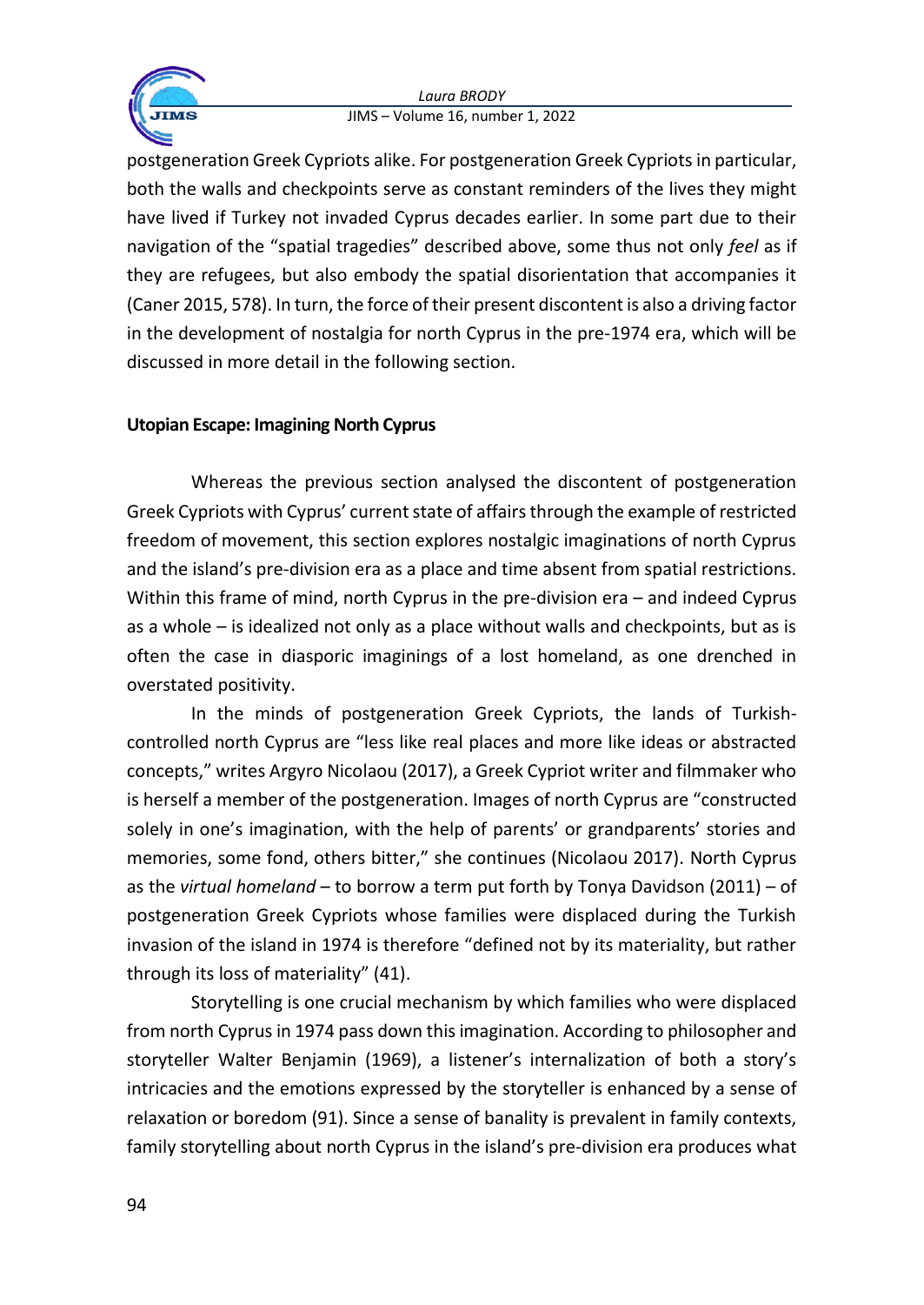postgeneration Greek Cypriots alike. For postgeneration Greek Cypriots in particular, both the walls and checkpoints serve as constant reminders of the lives they might have lived if Turkey not invaded Cyprus decades earlier. In some part due to their navigation of the "spatial tragedies" described above, some thus not only *feel* as if they are refugees, but also embody the spatial disorientation that accompanies it (Caner 2015, 578). In turn, the force of their present discontent is also a driving factor in the development of nostalgia for north Cyprus in the pre-1974 era, which will be discussed in more detail in the following section.

**Utopian Escape: Imagining North Cyprus**

Whereas the previous section analysed the discontent of postgeneration Greek Cypriots with Cyprus' current state of affairs through the example of restricted freedom of movement, this section explores nostalgic imaginations of north Cyprus and the island's pre-division era as a place and time absent from spatial restrictions. Within this frame of mind, north Cyprus in the pre-division era – and indeed Cyprus as a whole – is idealized not only as a place without walls and checkpoints, but as is often the case in diasporic imaginings of a lost homeland, as one drenched in overstated positivity.

In the minds of postgeneration Greek Cypriots, the lands of Turkish-controlled north Cyprus are "less like real places and more like ideas or abstracted concepts," writes Argyro Nicolaou (2017), a Greek Cypriot writer and filmmaker who is herself a member of the postgeneration. Images of north Cyprus are "constructed solely in one's imagination, with the help of parents' or grandparents' stories and memories, some fond, others bitter," she continues (Nicolaou 2017). North Cyprus as the *virtual homeland* – to borrow a term put forth by Tonya Davidson (2011) – of postgeneration Greek Cypriots whose families were displaced during the Turkish invasion of the island in 1974 is therefore "defined not by its materiality, but rather through its loss of materiality" (41).

Storytelling is one crucial mechanism by which families who were displaced from north Cyprus in 1974 pass down this imagination. According to philosopher and storyteller Walter Benjamin (1969), a listener's internalization of both a story's intricacies and the emotions expressed by the storyteller is enhanced by a sense of relaxation or boredom (91). Since a sense of banality is prevalent in family contexts, family storytelling about north Cyprus in the island's pre-division era produces what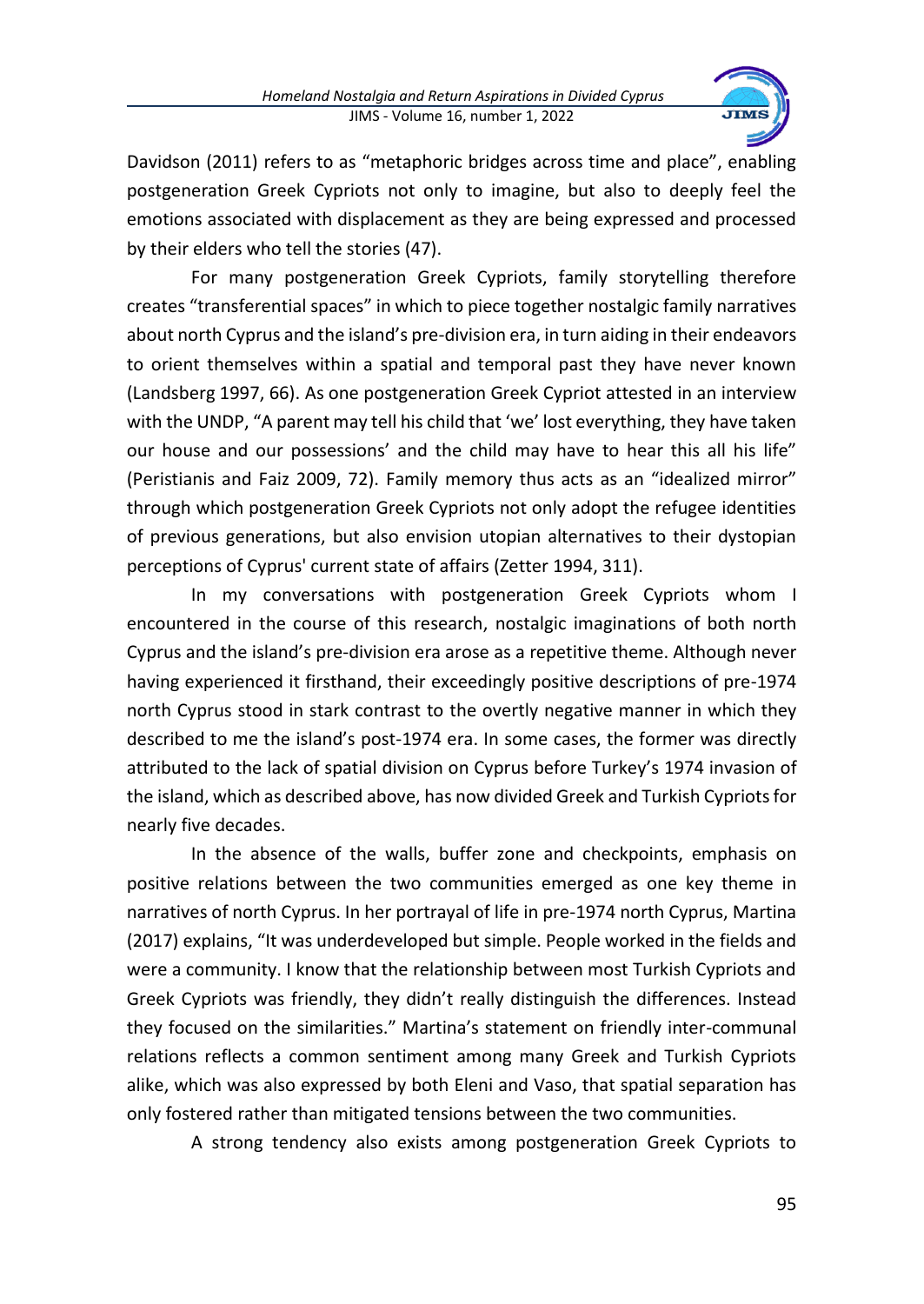Davidson (2011) refers to as "metaphoric bridges across time and place", enabling postgeneration Greek Cypriots not only to imagine, but also to deeply feel the emotions associated with displacement as they are being expressed and processed by their elders who tell the stories (47).

For many postgeneration Greek Cypriots, family storytelling therefore creates "transferential spaces" in which to piece together nostalgic family narratives about north Cyprus and the island's pre-division era, in turn aiding in their endeavors to orient themselves within a spatial and temporal past they have never known (Landsberg 1997, 66). As one postgeneration Greek Cypriot attested in an interview with the UNDP, "A parent may tell his child that 'we' lost everything, they have taken our house and our possessions' and the child may have to hear this all his life" (Peristianis and Faiz 2009, 72). Family memory thus acts as an "idealized mirror" through which postgeneration Greek Cypriots not only adopt the refugee identities of previous generations, but also envision utopian alternatives to their dystopian perceptions of Cyprus' current state of affairs (Zetter 1994, 311).

In my conversations with postgeneration Greek Cypriots whom I encountered in the course of this research, nostalgic imaginations of both north Cyprus and the island's pre-division era arose as a repetitive theme. Although never having experienced it firsthand, their exceedingly positive descriptions of pre-1974 north Cyprus stood in stark contrast to the overtly negative manner in which they described to me the island's post-1974 era. In some cases, the former was directly attributed to the lack of spatial division on Cyprus before Turkey's 1974 invasion of the island, which as described above, has now divided Greek and Turkish Cypriots for nearly five decades.

In the absence of the walls, buffer zone and checkpoints, emphasis on positive relations between the two communities emerged as one key theme in narratives of north Cyprus. In her portrayal of life in pre-1974 north Cyprus, Martina (2017) explains, "It was underdeveloped but simple. People worked in the fields and were a community. I know that the relationship between most Turkish Cypriots and Greek Cypriots was friendly, they didn't really distinguish the differences. Instead they focused on the similarities." Martina's statement on friendly inter-communal relations reflects a common sentiment among many Greek and Turkish Cypriots alike, which was also expressed by both Eleni and Vaso, that spatial separation has only fostered rather than mitigated tensions between the two communities.

A strong tendency also exists among postgeneration Greek Cypriots to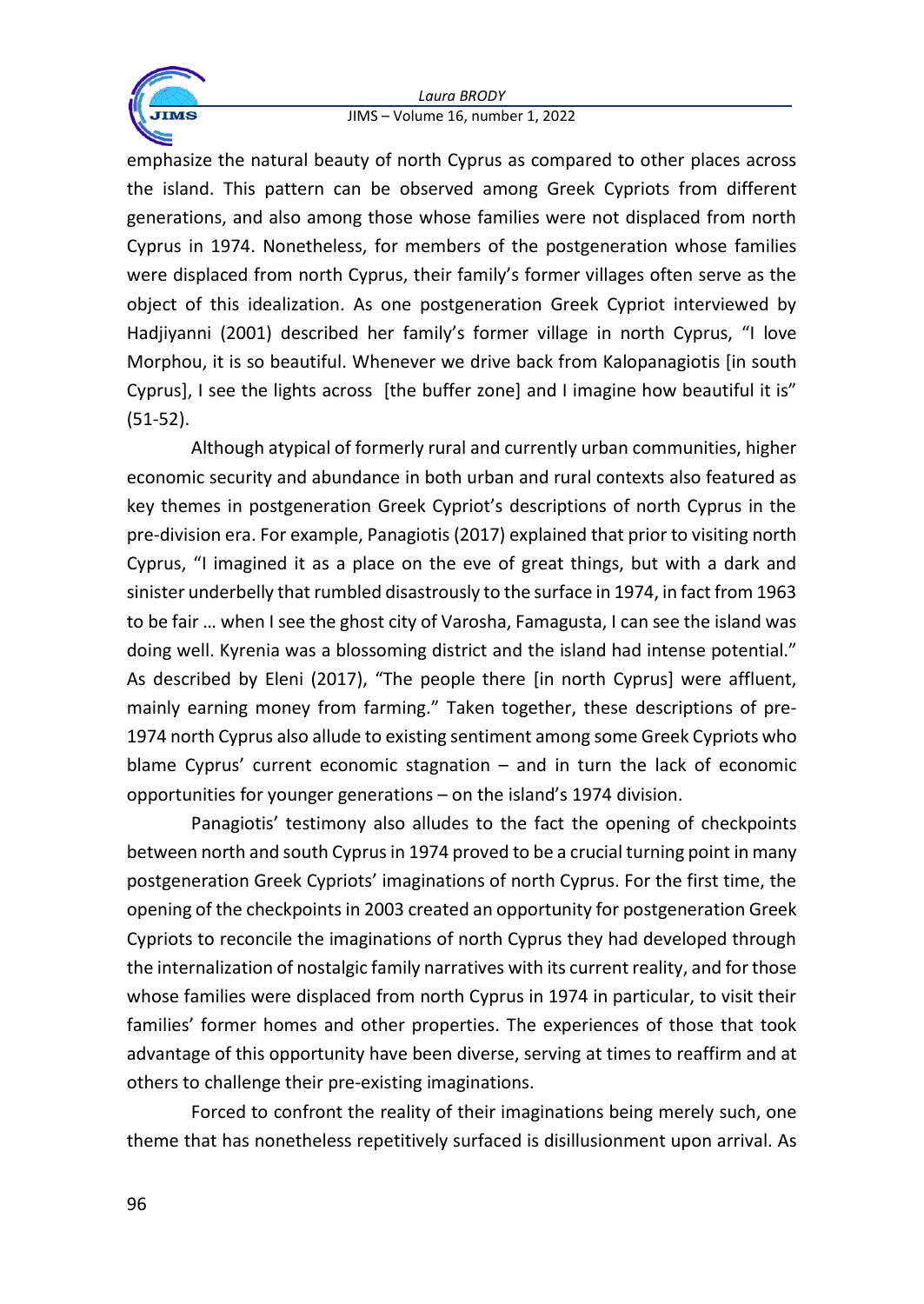emphasize the natural beauty of north Cyprus as compared to other places across the island. This pattern can be observed among Greek Cypriots from different generations, and also among those whose families were not displaced from north Cyprus in 1974. Nonetheless, for members of the postgeneration whose families were displaced from north Cyprus, their family's former villages often serve as the object of this idealization. As one postgeneration Greek Cypriot interviewed by Hadjiyanni (2001) described her family's former village in north Cyprus, "I love Morphou, it is so beautiful. Whenever we drive back from Kalopanagiotis [in south Cyprus], I see the lights across [the buffer zone] and I imagine how beautiful it is" (51-52).

Although atypical of formerly rural and currently urban communities, higher economic security and abundance in both urban and rural contexts also featured as key themes in postgeneration Greek Cypriot's descriptions of north Cyprus in the pre-division era. For example, Panagiotis (2017) explained that prior to visiting north Cyprus, "I imagined it as a place on the eve of great things, but with a dark and sinister underbelly that rumbled disastrously to the surface in 1974, in fact from 1963 to be fair … when I see the ghost city of Varosha, Famagusta, I can see the island was doing well. Kyrenia was a blossoming district and the island had intense potential." As described by Eleni (2017), "The people there [in north Cyprus] were affluent, mainly earning money from farming." Taken together, these descriptions of pre-1974 north Cyprus also allude to existing sentiment among some Greek Cypriots who blame Cyprus' current economic stagnation – and in turn the lack of economic opportunities for younger generations – on the island's 1974 division.

Panagiotis' testimony also alludes to the fact the opening of checkpoints between north and south Cyprus in 1974 proved to be a crucial turning point in many postgeneration Greek Cypriots' imaginations of north Cyprus. For the first time, the opening of the checkpoints in 2003 created an opportunity for postgeneration Greek Cypriots to reconcile the imaginations of north Cyprus they had developed through the internalization of nostalgic family narratives with its current reality, and for those whose families were displaced from north Cyprus in 1974 in particular, to visit their families' former homes and other properties. The experiences of those that took advantage of this opportunity have been diverse, serving at times to reaffirm and at others to challenge their pre-existing imaginations.

Forced to confront the reality of their imaginations being merely such, one theme that has nonetheless repetitively surfaced is disillusionment upon arrival. As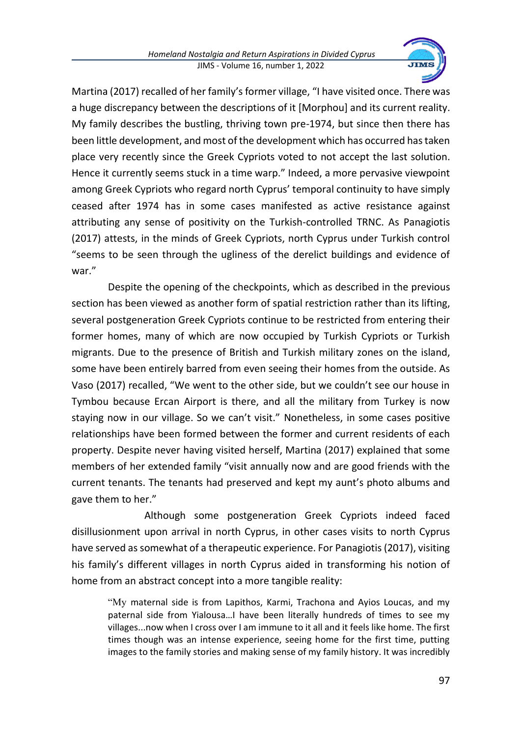Martina (2017) recalled of her family's former village, "I have visited once. There was a huge discrepancy between the descriptions of it [Morphou] and its current reality. My family describes the bustling, thriving town pre-1974, but since then there has been little development, and most of the development which has occurred has taken place very recently since the Greek Cypriots voted to not accept the last solution. Hence it currently seems stuck in a time warp." Indeed, a more pervasive viewpoint among Greek Cypriots who regard north Cyprus' temporal continuity to have simply ceased after 1974 has in some cases manifested as active resistance against attributing any sense of positivity on the Turkish-controlled TRNC. As Panagiotis (2017) attests, in the minds of Greek Cypriots, north Cyprus under Turkish control "seems to be seen through the ugliness of the derelict buildings and evidence of war."

Despite the opening of the checkpoints, which as described in the previous section has been viewed as another form of spatial restriction rather than its lifting, several postgeneration Greek Cypriots continue to be restricted from entering their former homes, many of which are now occupied by Turkish Cypriots or Turkish migrants. Due to the presence of British and Turkish military zones on the island, some have been entirely barred from even seeing their homes from the outside. As Vaso (2017) recalled, "We went to the other side, but we couldn't see our house in Tymbou because Ercan Airport is there, and all the military from Turkey is now staying now in our village. So we can't visit." Nonetheless, in some cases positive relationships have been formed between the former and current residents of each property. Despite never having visited herself, Martina (2017) explained that some members of her extended family "visit annually now and are good friends with the current tenants. The tenants had preserved and kept my aunt's photo albums and gave them to her."

Although some postgeneration Greek Cypriots indeed faced disillusionment upon arrival in north Cyprus, in other cases visits to north Cyprus have served as somewhat of a therapeutic experience. For Panagiotis (2017), visiting his family's different villages in north Cyprus aided in transforming his notion of home from an abstract concept into a more tangible reality:

> "My maternal side is from Lapithos, Karmi, Trachona and Ayios Loucas, and my paternal side from Yialousa…I have been literally hundreds of times to see my villages...now when I cross over I am immune to it all and it feels like home. The first times though was an intense experience, seeing home for the first time, putting images to the family stories and making sense of my family history. It was incredibly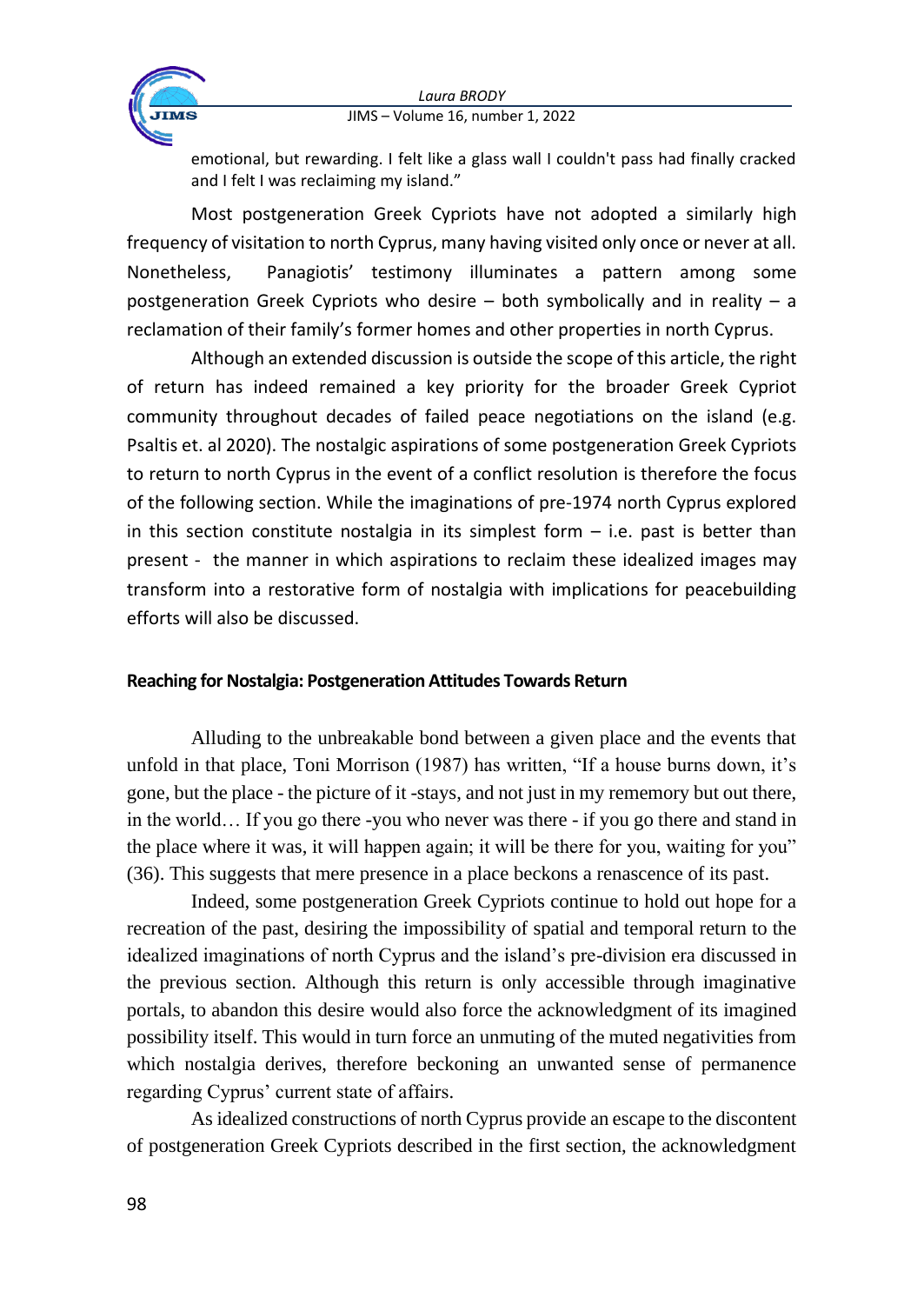emotional, but rewarding. I felt like a glass wall I couldn't pass had finally cracked and I felt I was reclaiming my island."

Most postgeneration Greek Cypriots have not adopted a similarly high frequency of visitation to north Cyprus, many having visited only once or never at all. Nonetheless, Panagiotis' testimony illuminates a pattern among some postgeneration Greek Cypriots who desire – both symbolically and in reality – a reclamation of their family's former homes and other properties in north Cyprus.

Although an extended discussion is outside the scope of this article, the right of return has indeed remained a key priority for the broader Greek Cypriot community throughout decades of failed peace negotiations on the island (e.g. Psaltis et. al 2020). The nostalgic aspirations of some postgeneration Greek Cypriots to return to north Cyprus in the event of a conflict resolution is therefore the focus of the following section. While the imaginations of pre-1974 north Cyprus explored in this section constitute nostalgia in its simplest form – i.e. past is better than present - the manner in which aspirations to reclaim these idealized images may transform into a restorative form of nostalgia with implications for peacebuilding efforts will also be discussed.

**Reaching for Nostalgia: Postgeneration Attitudes Towards Return**

Alluding to the unbreakable bond between a given place and the events that unfold in that place, Toni Morrison (1987) has written, "If a house burns down, it's gone, but the place - the picture of it -stays, and not just in my rememory but out there, in the world… If you go there -you who never was there - if you go there and stand in the place where it was, it will happen again; it will be there for you, waiting for you" (36). This suggests that mere presence in a place beckons a renascence of its past.

Indeed, some postgeneration Greek Cypriots continue to hold out hope for a recreation of the past, desiring the impossibility of spatial and temporal return to the idealized imaginations of north Cyprus and the island's pre-division era discussed in the previous section. Although this return is only accessible through imaginative portals, to abandon this desire would also force the acknowledgment of its imagined possibility itself. This would in turn force an unmuting of the muted negativities from which nostalgia derives, therefore beckoning an unwanted sense of permanence regarding Cyprus' current state of affairs.

As idealized constructions of north Cyprus provide an escape to the discontent of postgeneration Greek Cypriots described in the first section, the acknowledgment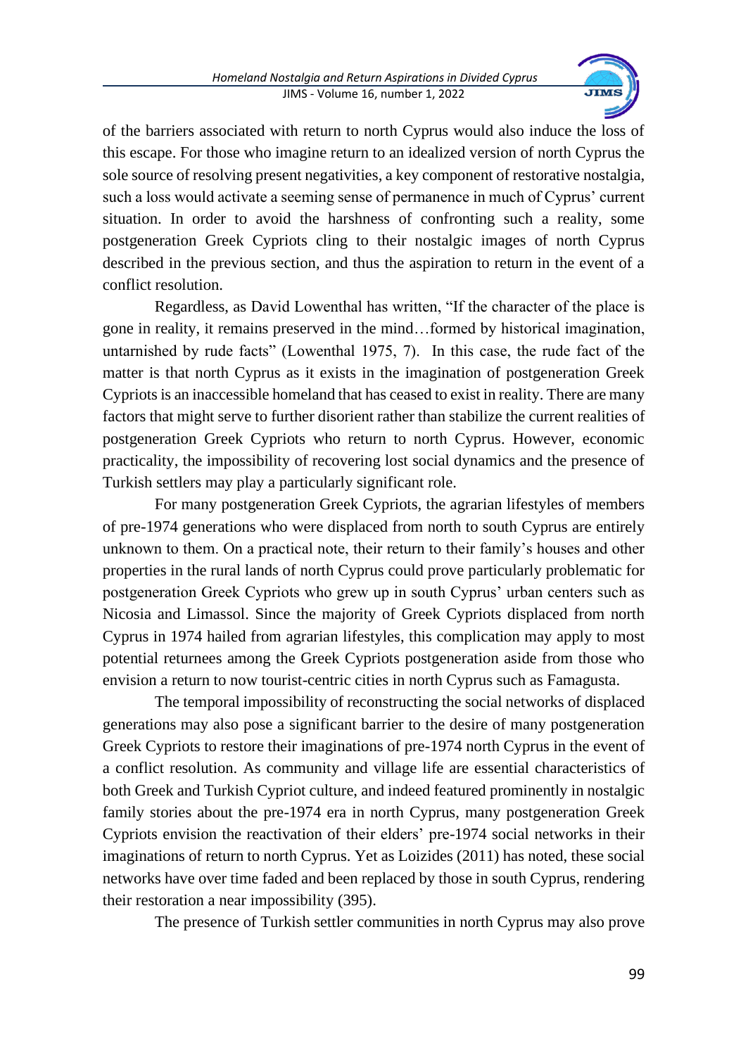of the barriers associated with return to north Cyprus would also induce the loss of this escape. For those who imagine return to an idealized version of north Cyprus the sole source of resolving present negativities, a key component of restorative nostalgia, such a loss would activate a seeming sense of permanence in much of Cyprus' current situation. In order to avoid the harshness of confronting such a reality, some postgeneration Greek Cypriots cling to their nostalgic images of north Cyprus described in the previous section, and thus the aspiration to return in the event of a conflict resolution.

Regardless, as David Lowenthal has written, "If the character of the place is gone in reality, it remains preserved in the mind…formed by historical imagination, untarnished by rude facts" (Lowenthal 1975, 7). In this case, the rude fact of the matter is that north Cyprus as it exists in the imagination of postgeneration Greek Cypriots is an inaccessible homeland that has ceased to exist in reality. There are many factors that might serve to further disorient rather than stabilize the current realities of postgeneration Greek Cypriots who return to north Cyprus. However, economic practicality, the impossibility of recovering lost social dynamics and the presence of Turkish settlers may play a particularly significant role.

For many postgeneration Greek Cypriots, the agrarian lifestyles of members of pre-1974 generations who were displaced from north to south Cyprus are entirely unknown to them. On a practical note, their return to their family's houses and other properties in the rural lands of north Cyprus could prove particularly problematic for postgeneration Greek Cypriots who grew up in south Cyprus' urban centers such as Nicosia and Limassol. Since the majority of Greek Cypriots displaced from north Cyprus in 1974 hailed from agrarian lifestyles, this complication may apply to most potential returnees among the Greek Cypriots postgeneration aside from those who envision a return to now tourist-centric cities in north Cyprus such as Famagusta.

The temporal impossibility of reconstructing the social networks of displaced generations may also pose a significant barrier to the desire of many postgeneration Greek Cypriots to restore their imaginations of pre-1974 north Cyprus in the event of a conflict resolution. As community and village life are essential characteristics of both Greek and Turkish Cypriot culture, and indeed featured prominently in nostalgic family stories about the pre-1974 era in north Cyprus, many postgeneration Greek Cypriots envision the reactivation of their elders' pre-1974 social networks in their imaginations of return to north Cyprus. Yet as Loizides (2011) has noted, these social networks have over time faded and been replaced by those in south Cyprus, rendering their restoration a near impossibility (395).

The presence of Turkish settler communities in north Cyprus may also prove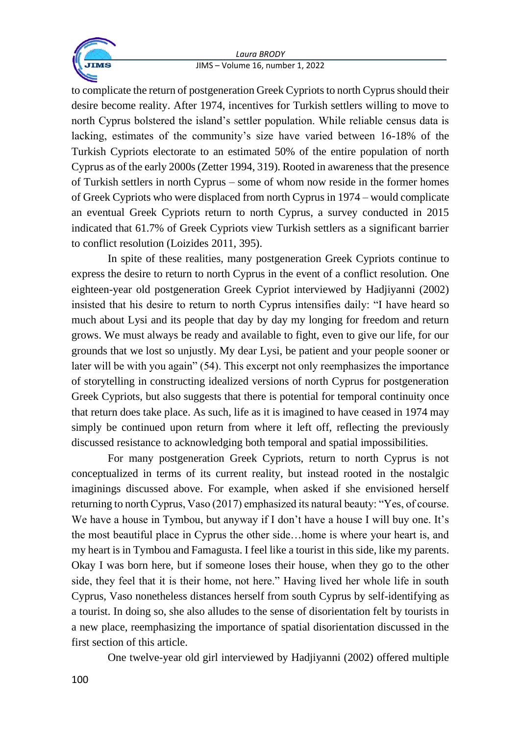to complicate the return of postgeneration Greek Cypriots to north Cyprus should their desire become reality. After 1974, incentives for Turkish settlers willing to move to north Cyprus bolstered the island's settler population. While reliable census data is lacking, estimates of the community's size have varied between 16-18% of the Turkish Cypriots electorate to an estimated 50% of the entire population of north Cyprus as of the early 2000s (Zetter 1994, 319). Rooted in awareness that the presence of Turkish settlers in north Cyprus – some of whom now reside in the former homes of Greek Cypriots who were displaced from north Cyprus in 1974 – would complicate an eventual Greek Cypriots return to north Cyprus, a survey conducted in 2015 indicated that 61.7% of Greek Cypriots view Turkish settlers as a significant barrier to conflict resolution (Loizides 2011, 395).

In spite of these realities, many postgeneration Greek Cypriots continue to express the desire to return to north Cyprus in the event of a conflict resolution. One eighteen-year old postgeneration Greek Cypriot interviewed by Hadjiyanni (2002) insisted that his desire to return to north Cyprus intensifies daily: "I have heard so much about Lysi and its people that day by day my longing for freedom and return grows. We must always be ready and available to fight, even to give our life, for our grounds that we lost so unjustly. My dear Lysi, be patient and your people sooner or later will be with you again" (54). This excerpt not only reemphasizes the importance of storytelling in constructing idealized versions of north Cyprus for postgeneration Greek Cypriots, but also suggests that there is potential for temporal continuity once that return does take place. As such, life as it is imagined to have ceased in 1974 may simply be continued upon return from where it left off, reflecting the previously discussed resistance to acknowledging both temporal and spatial impossibilities.

For many postgeneration Greek Cypriots, return to north Cyprus is not conceptualized in terms of its current reality, but instead rooted in the nostalgic imaginings discussed above. For example, when asked if she envisioned herself returning to north Cyprus, Vaso (2017) emphasized its natural beauty: "Yes, of course. We have a house in Tymbou, but anyway if I don't have a house I will buy one. It's the most beautiful place in Cyprus the other side…home is where your heart is, and my heart is in Tymbou and Famagusta. I feel like a tourist in this side, like my parents. Okay I was born here, but if someone loses their house, when they go to the other side, they feel that it is their home, not here." Having lived her whole life in south Cyprus, Vaso nonetheless distances herself from south Cyprus by self-identifying as a tourist. In doing so, she also alludes to the sense of disorientation felt by tourists in a new place, reemphasizing the importance of spatial disorientation discussed in the first section of this article.

One twelve-year old girl interviewed by Hadjiyanni (2002) offered multiple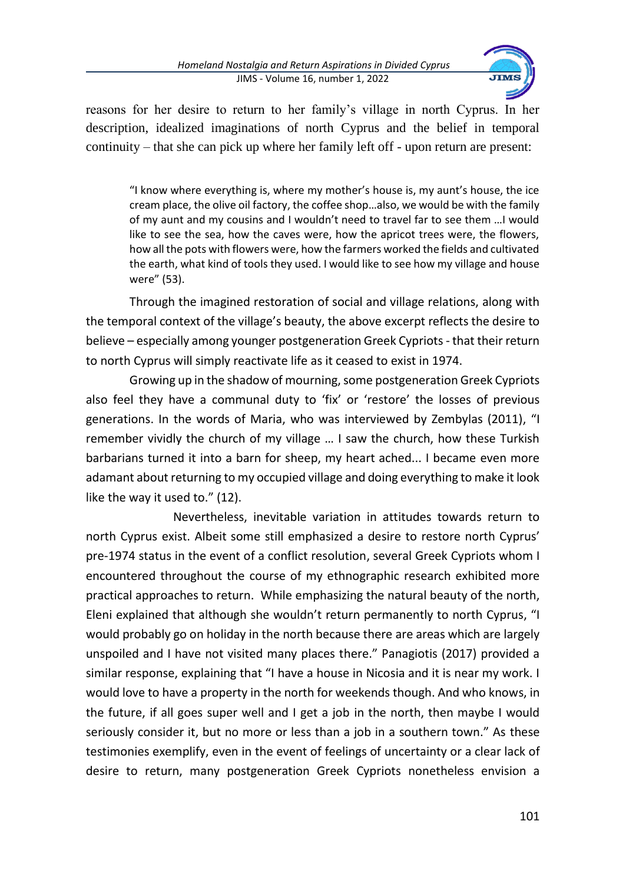reasons for her desire to return to her family's village in north Cyprus. In her description, idealized imaginations of north Cyprus and the belief in temporal continuity – that she can pick up where her family left off - upon return are present:

> "I know where everything is, where my mother's house is, my aunt's house, the ice cream place, the olive oil factory, the coffee shop…also, we would be with the family of my aunt and my cousins and I wouldn't need to travel far to see them …I would like to see the sea, how the caves were, how the apricot trees were, the flowers, how all the pots with flowers were, how the farmers worked the fields and cultivated the earth, what kind of tools they used. I would like to see how my village and house were" (53).

Through the imagined restoration of social and village relations, along with the temporal context of the village's beauty, the above excerpt reflects the desire to believe – especially among younger postgeneration Greek Cypriots - that their return to north Cyprus will simply reactivate life as it ceased to exist in 1974.

Growing up in the shadow of mourning, some postgeneration Greek Cypriots also feel they have a communal duty to 'fix' or 'restore' the losses of previous generations. In the words of Maria, who was interviewed by Zembylas (2011), "I remember vividly the church of my village … I saw the church, how these Turkish barbarians turned it into a barn for sheep, my heart ached... I became even more adamant about returning to my occupied village and doing everything to make it look like the way it used to." (12).

Nevertheless, inevitable variation in attitudes towards return to north Cyprus exist. Albeit some still emphasized a desire to restore north Cyprus' pre-1974 status in the event of a conflict resolution, several Greek Cypriots whom I encountered throughout the course of my ethnographic research exhibited more practical approaches to return. While emphasizing the natural beauty of the north, Eleni explained that although she wouldn't return permanently to north Cyprus, "I would probably go on holiday in the north because there are areas which are largely unspoiled and I have not visited many places there." Panagiotis (2017) provided a similar response, explaining that "I have a house in Nicosia and it is near my work. I would love to have a property in the north for weekends though. And who knows, in the future, if all goes super well and I get a job in the north, then maybe I would seriously consider it, but no more or less than a job in a southern town." As these testimonies exemplify, even in the event of feelings of uncertainty or a clear lack of desire to return, many postgeneration Greek Cypriots nonetheless envision a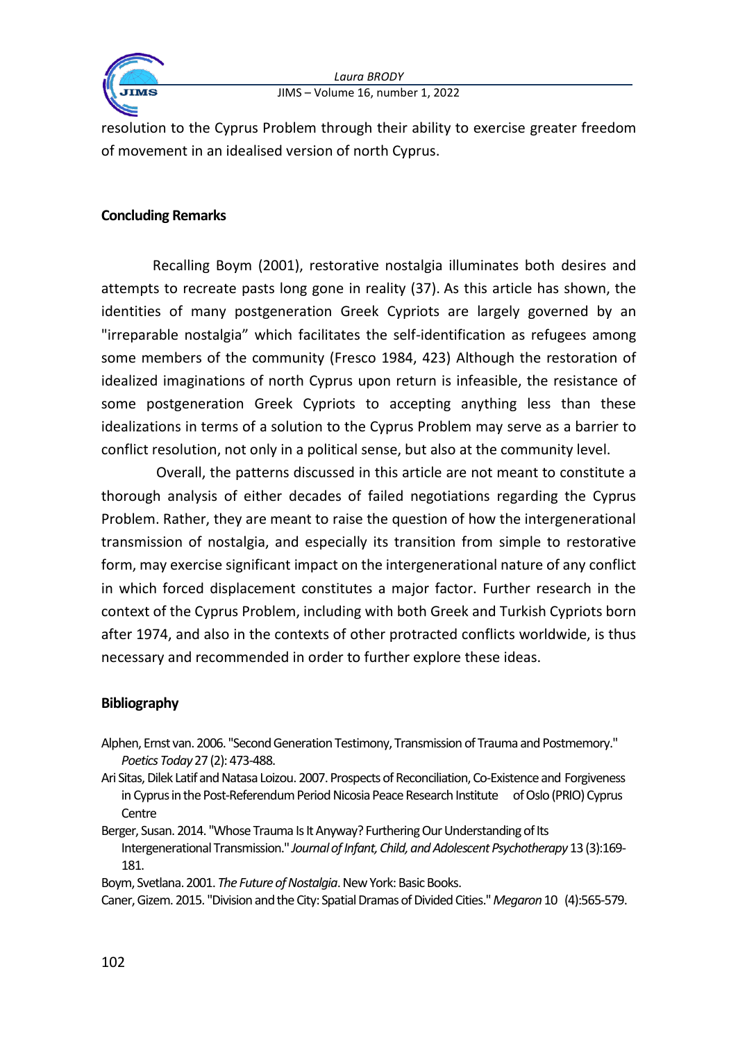resolution to the Cyprus Problem through their ability to exercise greater freedom of movement in an idealised version of north Cyprus.

## Concluding Remarks

Recalling Boym (2001), restorative nostalgia illuminates both desires and attempts to recreate pasts long gone in reality (37). As this article has shown, the identities of many postgeneration Greek Cypriots are largely governed by an "irreparable nostalgia" which facilitates the self-identification as refugees among some members of the community (Fresco 1984, 423) Although the restoration of idealized imaginations of north Cyprus upon return is infeasible, the resistance of some postgeneration Greek Cypriots to accepting anything less than these idealizations in terms of a solution to the Cyprus Problem may serve as a barrier to conflict resolution, not only in a political sense, but also at the community level.

Overall, the patterns discussed in this article are not meant to constitute a thorough analysis of either decades of failed negotiations regarding the Cyprus Problem. Rather, they are meant to raise the question of how the intergenerational transmission of nostalgia, and especially its transition from simple to restorative form, may exercise significant impact on the intergenerational nature of any conflict in which forced displacement constitutes a major factor. Further research in the context of the Cyprus Problem, including with both Greek and Turkish Cypriots born after 1974, and also in the contexts of other protracted conflicts worldwide, is thus necessary and recommended in order to further explore these ideas.

## Bibliography

Alphen, Ernst van. 2006. "Second Generation Testimony, Transmission of Trauma and Postmemory." *Poetics Today* 27 (2): 473-488.

Ari Sitas, Dilek Latif and Natasa Loizou. 2007. Prospects of Reconciliation, Co-Existence and Forgiveness in Cyprus in the Post-Referendum Period Nicosia Peace Research Institute of Oslo (PRIO) Cyprus Centre

Berger, Susan. 2014. "Whose Trauma Is It Anyway? Furthering Our Understanding of Its Intergenerational Transmission." *Journal of Infant, Child, and Adolescent Psychotherapy* 13 (3):169-181.

Boym, Svetlana. 2001. *The Future of Nostalgia*. New York: Basic Books.

Caner, Gizem. 2015. "Division and the City: Spatial Dramas of Divided Cities." *Megaron* 10 (4):565-579.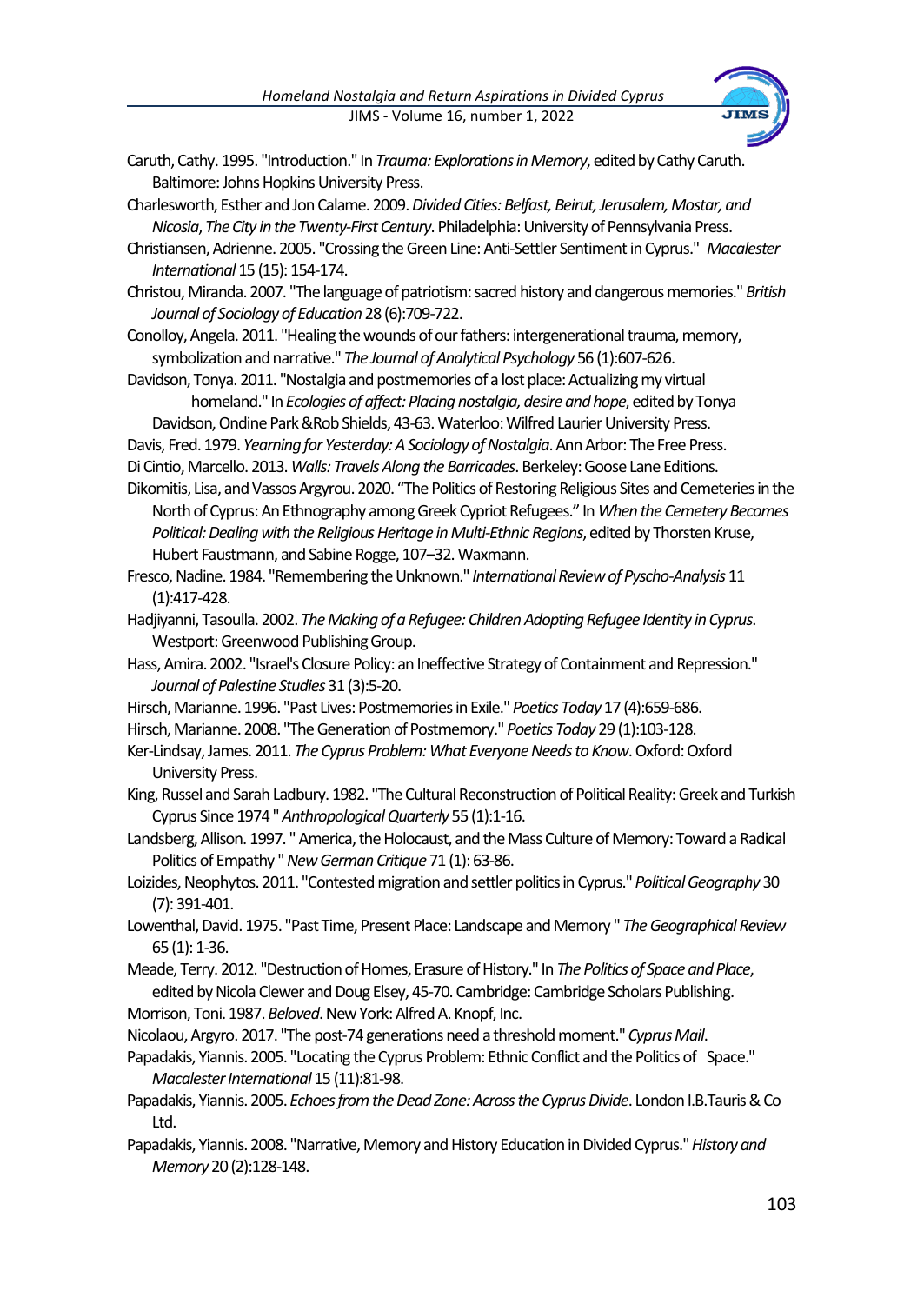Caruth, Cathy. 1995. "Introduction." In *Trauma: Explorations in Memory*, edited by Cathy Caruth. Baltimore: Johns Hopkins University Press.

Charlesworth, Esther and Jon Calame. 2009. *Divided Cities: Belfast, Beirut, Jerusalem, Mostar, and Nicosia*, *The City in the Twenty-First Century*. Philadelphia: University of Pennsylvania Press.

Christiansen, Adrienne. 2005. "Crossing the Green Line: Anti-Settler Sentiment in Cyprus." *Macalester International* 15 (15): 154-174.

Christou, Miranda. 2007. "The language of patriotism: sacred history and dangerous memories." *British Journal of Sociology of Education* 28 (6):709-722.

Conolloy, Angela. 2011. "Healing the wounds of our fathers: intergenerational trauma, memory, symbolization and narrative." *The Journal of Analytical Psychology* 56 (1):607-626.

Davidson, Tonya. 2011. "Nostalgia and postmemories of a lost place: Actualizing my virtual homeland." In *Ecologies of affect: Placing nostalgia, desire and hope*, edited by Tonya Davidson, Ondine Park &Rob Shields, 43-63. Waterloo: Wilfred Laurier University Press.

Davis, Fred. 1979. *Yearning for Yesterday: A Sociology of Nostalgia*. Ann Arbor: The Free Press.

Di Cintio, Marcello. 2013. *Walls: Travels Along the Barricades*. Berkeley: Goose Lane Editions.

Dikomitis, Lisa, and Vassos Argyrou. 2020. "The Politics of Restoring Religious Sites and Cemeteries in the North of Cyprus: An Ethnography among Greek Cypriot Refugees." In *When the Cemetery Becomes Political: Dealing with the Religious Heritage in Multi-Ethnic Regions*, edited by Thorsten Kruse, Hubert Faustmann, and Sabine Rogge, 107–32. Waxmann.

Fresco, Nadine. 1984. "Remembering the Unknown." *International Review of Pyscho-Analysis* 11 (1):417-428.

Hadjiyanni, Tasoulla. 2002. *The Making of a Refugee: Children Adopting Refugee Identity in Cyprus*. Westport: Greenwood Publishing Group.

Hass, Amira. 2002. "Israel's Closure Policy: an Ineffective Strategy of Containment and Repression." *Journal of Palestine Studies* 31 (3):5-20.

Hirsch, Marianne. 1996. "Past Lives: Postmemories in Exile." *Poetics Today* 17 (4):659-686.

Hirsch, Marianne. 2008. "The Generation of Postmemory." *Poetics Today* 29 (1):103-128.

Ker-Lindsay, James. 2011. *The Cyprus Problem: What Everyone Needs to Know*. Oxford: Oxford University Press.

King, Russel and Sarah Ladbury. 1982. "The Cultural Reconstruction of Political Reality: Greek and Turkish Cyprus Since 1974 " *Anthropological Quarterly* 55 (1):1-16.

Landsberg, Allison. 1997. " America, the Holocaust, and the Mass Culture of Memory: Toward a Radical Politics of Empathy " *New German Critique* 71 (1): 63-86.

Loizides, Neophytos. 2011. "Contested migration and settler politics in Cyprus." *Political Geography* 30 (7): 391-401.

Lowenthal, David. 1975. "Past Time, Present Place: Landscape and Memory " *The Geographical Review* 65 (1): 1-36.

Meade, Terry. 2012. "Destruction of Homes, Erasure of History." In *The Politics of Space and Place*, edited by Nicola Clewer and Doug Elsey, 45-70. Cambridge: Cambridge Scholars Publishing.

Morrison, Toni. 1987. *Beloved*. New York: Alfred A. Knopf, Inc.

Nicolaou, Argyro. 2017. "The post-74 generations need a threshold moment." *Cyprus Mail*.

Papadakis, Yiannis. 2005. "Locating the Cyprus Problem: Ethnic Conflict and the Politics of Space." *Macalester International* 15 (11):81-98.

Papadakis, Yiannis. 2005. *Echoes from the Dead Zone: Across the Cyprus Divide*. London I.B.Tauris & Co Ltd.

Papadakis, Yiannis. 2008. "Narrative, Memory and History Education in Divided Cyprus." *History and Memory* 20 (2):128-148.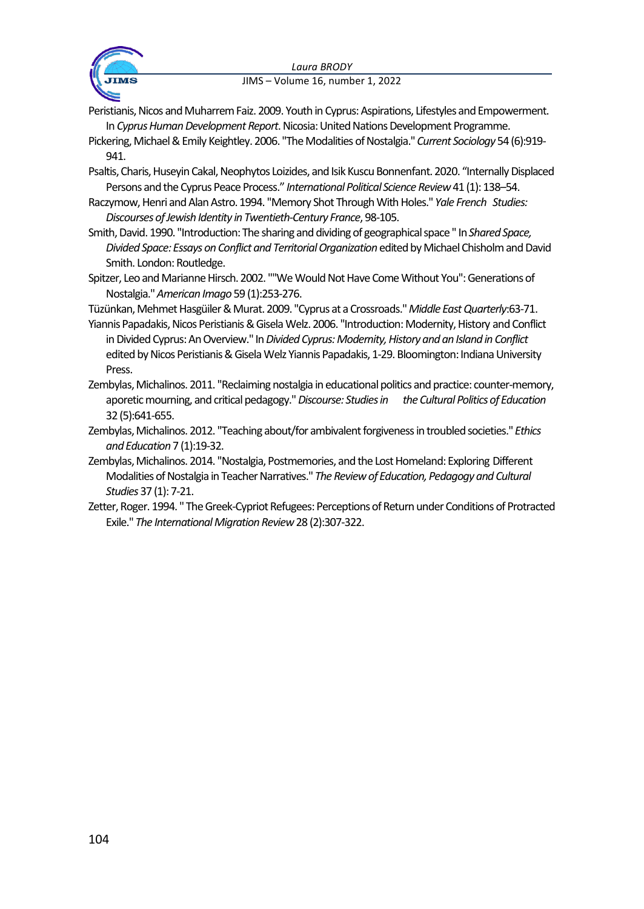Peristianis, Nicos and Muharrem Faiz. 2009. Youth in Cyprus: Aspirations, Lifestyles and Empowerment. In *Cyprus Human Development Report*. Nicosia: United Nations Development Programme.

Pickering, Michael & Emily Keightley. 2006. "The Modalities of Nostalgia." *Current Sociology* 54 (6):919-941.

Psaltis, Charis, Huseyin Cakal, Neophytos Loizides, and Isik Kuscu Bonnenfant. 2020. "Internally Displaced Persons and the Cyprus Peace Process." *International Political Science Review* 41 (1): 138–54.

Raczymow, Henri and Alan Astro. 1994. "Memory Shot Through With Holes." *Yale French Studies: Discourses of Jewish Identity in Twentieth-Century France*, 98-105.

Smith, David. 1990. "Introduction: The sharing and dividing of geographical space " In *Shared Space, Divided Space: Essays on Conflict and Territorial Organization* edited by Michael Chisholm and David Smith. London: Routledge.

Spitzer, Leo and Marianne Hirsch. 2002. ""We Would Not Have Come Without You": Generations of Nostalgia." *American Imago* 59 (1):253-276.

Tüzünkan, Mehmet Hasgüiler & Murat. 2009. "Cyprus at a Crossroads." *Middle East Quarterly*:63-71.

Yiannis Papadakis, Nicos Peristianis & Gisela Welz. 2006. "Introduction: Modernity, History and Conflict in Divided Cyprus: An Overview." In *Divided Cyprus: Modernity, History and an Island in Conflict* edited by Nicos Peristianis & Gisela Welz Yiannis Papadakis, 1-29. Bloomington: Indiana University Press.

Zembylas, Michalinos. 2011. "Reclaiming nostalgia in educational politics and practice: counter-memory, aporetic mourning, and critical pedagogy." *Discourse: Studies in the Cultural Politics of Education* 32 (5):641-655.

Zembylas, Michalinos. 2012. "Teaching about/for ambivalent forgiveness in troubled societies." *Ethics and Education* 7 (1):19-32.

Zembylas, Michalinos. 2014. "Nostalgia, Postmemories, and the Lost Homeland: Exploring Different Modalities of Nostalgia in Teacher Narratives." *The Review of Education, Pedagogy and Cultural Studies* 37 (1): 7-21.

Zetter, Roger. 1994. " The Greek-Cypriot Refugees: Perceptions of Return under Conditions of Protracted Exile." *The International Migration Review* 28 (2):307-322.